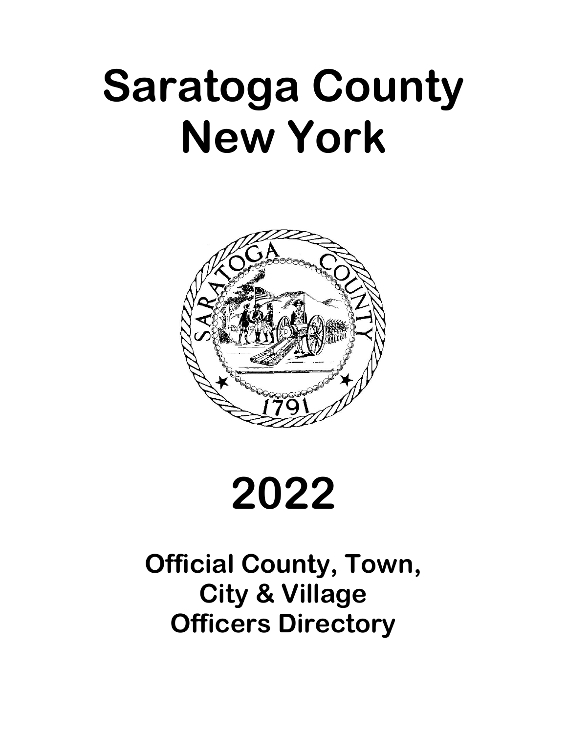# Saratoga County New York

# 2022

## Official County, Town, City & Village Officers Directory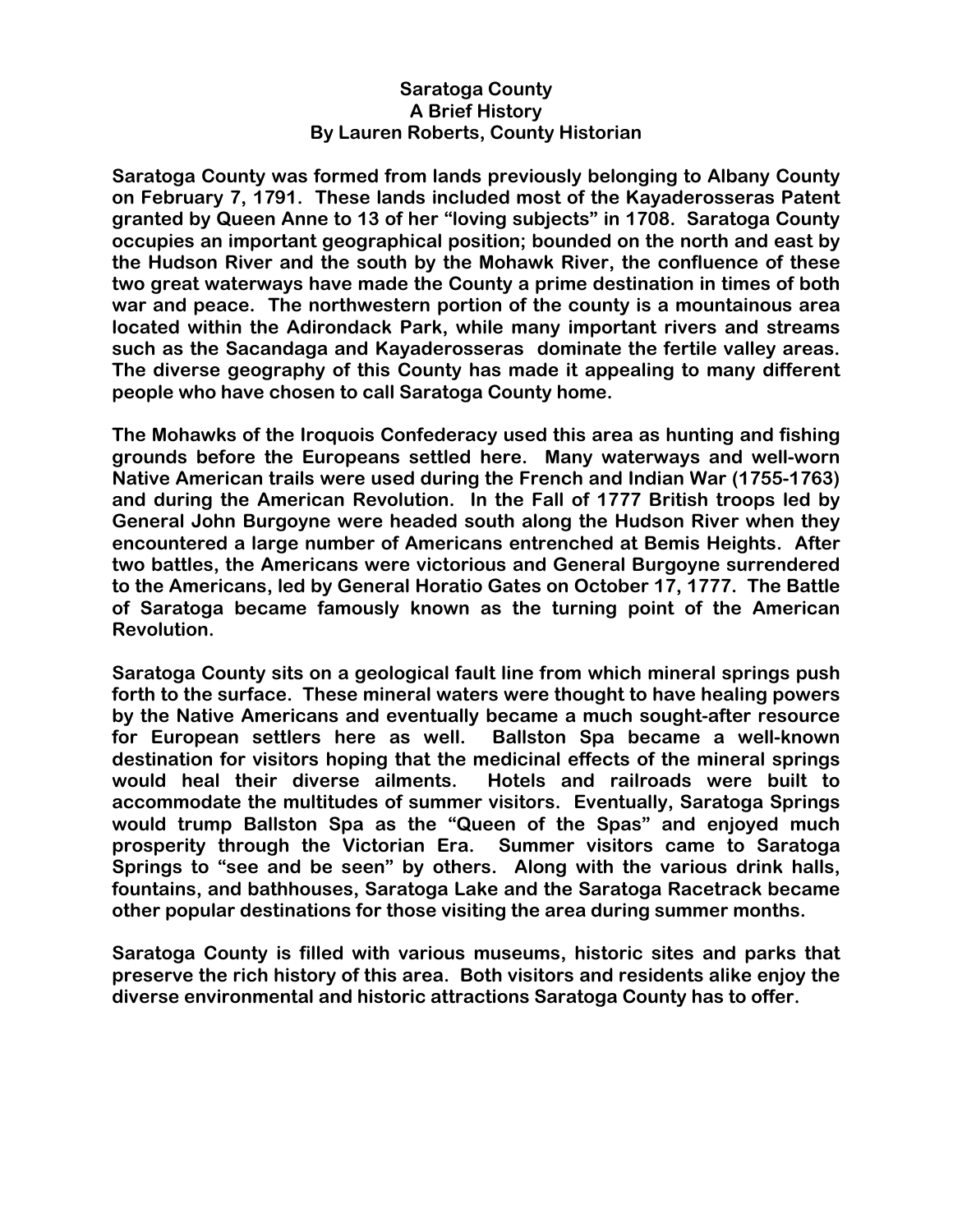# Saratoga County
## A Brief History
### By Lauren Roberts, County Historian

Saratoga County was formed from lands previously belonging to Albany County on February 7, 1791. These lands included most of the Kayaderosseras Patent granted by Queen Anne to 13 of her "loving subjects" in 1708. Saratoga County occupies an important geographical position; bounded on the north and east by the Hudson River and the south by the Mohawk River, the confluence of these two great waterways have made the County a prime destination in times of both war and peace. The northwestern portion of the county is a mountainous area located within the Adirondack Park, while many important rivers and streams such as the Sacandaga and Kayaderosseras dominate the fertile valley areas. The diverse geography of this County has made it appealing to many different people who have chosen to call Saratoga County home.

The Mohawks of the Iroquois Confederacy used this area as hunting and fishing grounds before the Europeans settled here. Many waterways and well-worn Native American trails were used during the French and Indian War (1755-1763) and during the American Revolution. In the Fall of 1777 British troops led by General John Burgoyne were headed south along the Hudson River when they encountered a large number of Americans entrenched at Bemis Heights. After two battles, the Americans were victorious and General Burgoyne surrendered to the Americans, led by General Horatio Gates on October 17, 1777. The Battle of Saratoga became famously known as the turning point of the American Revolution.

Saratoga County sits on a geological fault line from which mineral springs push forth to the surface. These mineral waters were thought to have healing powers by the Native Americans and eventually became a much sought-after resource for European settlers here as well. Ballston Spa became a well-known destination for visitors hoping that the medicinal effects of the mineral springs would heal their diverse ailments. Hotels and railroads were built to accommodate the multitudes of summer visitors. Eventually, Saratoga Springs would trump Ballston Spa as the "Queen of the Spas" and enjoyed much prosperity through the Victorian Era. Summer visitors came to Saratoga Springs to "see and be seen" by others. Along with the various drink halls, fountains, and bathhouses, Saratoga Lake and the Saratoga Racetrack became other popular destinations for those visiting the area during summer months.

Saratoga County is filled with various museums, historic sites and parks that preserve the rich history of this area. Both visitors and residents alike enjoy the diverse environmental and historic attractions Saratoga County has to offer.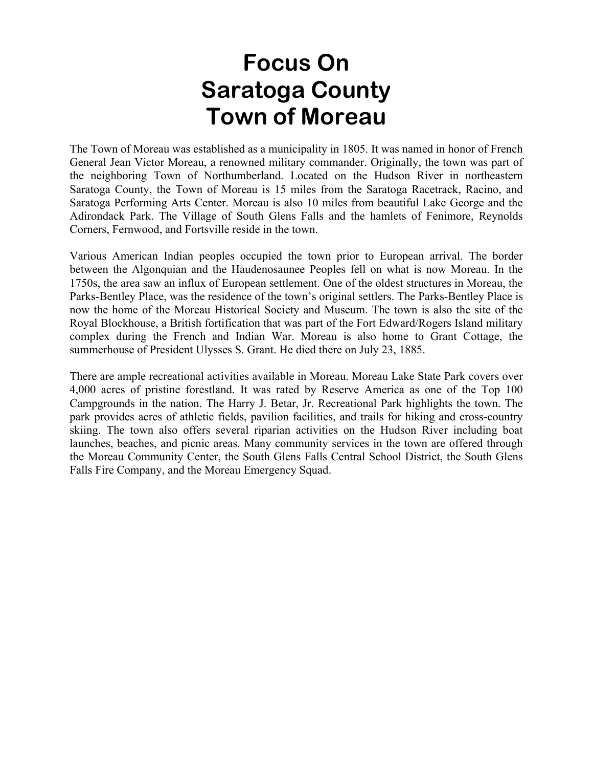# Focus On Saratoga County Town of Moreau

The Town of Moreau was established as a municipality in 1805. It was named in honor of French General Jean Victor Moreau, a renowned military commander. Originally, the town was part of the neighboring Town of Northumberland. Located on the Hudson River in northeastern Saratoga County, the Town of Moreau is 15 miles from the Saratoga Racetrack, Racino, and Saratoga Performing Arts Center. Moreau is also 10 miles from beautiful Lake George and the Adirondack Park. The Village of South Glens Falls and the hamlets of Fenimore, Reynolds Corners, Fernwood, and Fortsville reside in the town.

Various American Indian peoples occupied the town prior to European arrival. The border between the Algonquian and the Haudenosaunee Peoples fell on what is now Moreau. In the 1750s, the area saw an influx of European settlement. One of the oldest structures in Moreau, the Parks-Bentley Place, was the residence of the town's original settlers. The Parks-Bentley Place is now the home of the Moreau Historical Society and Museum. The town is also the site of the Royal Blockhouse, a British fortification that was part of the Fort Edward/Rogers Island military complex during the French and Indian War. Moreau is also home to Grant Cottage, the summerhouse of President Ulysses S. Grant. He died there on July 23, 1885.

There are ample recreational activities available in Moreau. Moreau Lake State Park covers over 4,000 acres of pristine forestland. It was rated by Reserve America as one of the Top 100 Campgrounds in the nation. The Harry J. Betar, Jr. Recreational Park highlights the town. The park provides acres of athletic fields, pavilion facilities, and trails for hiking and cross-country skiing. The town also offers several riparian activities on the Hudson River including boat launches, beaches, and picnic areas. Many community services in the town are offered through the Moreau Community Center, the South Glens Falls Central School District, the South Glens Falls Fire Company, and the Moreau Emergency Squad.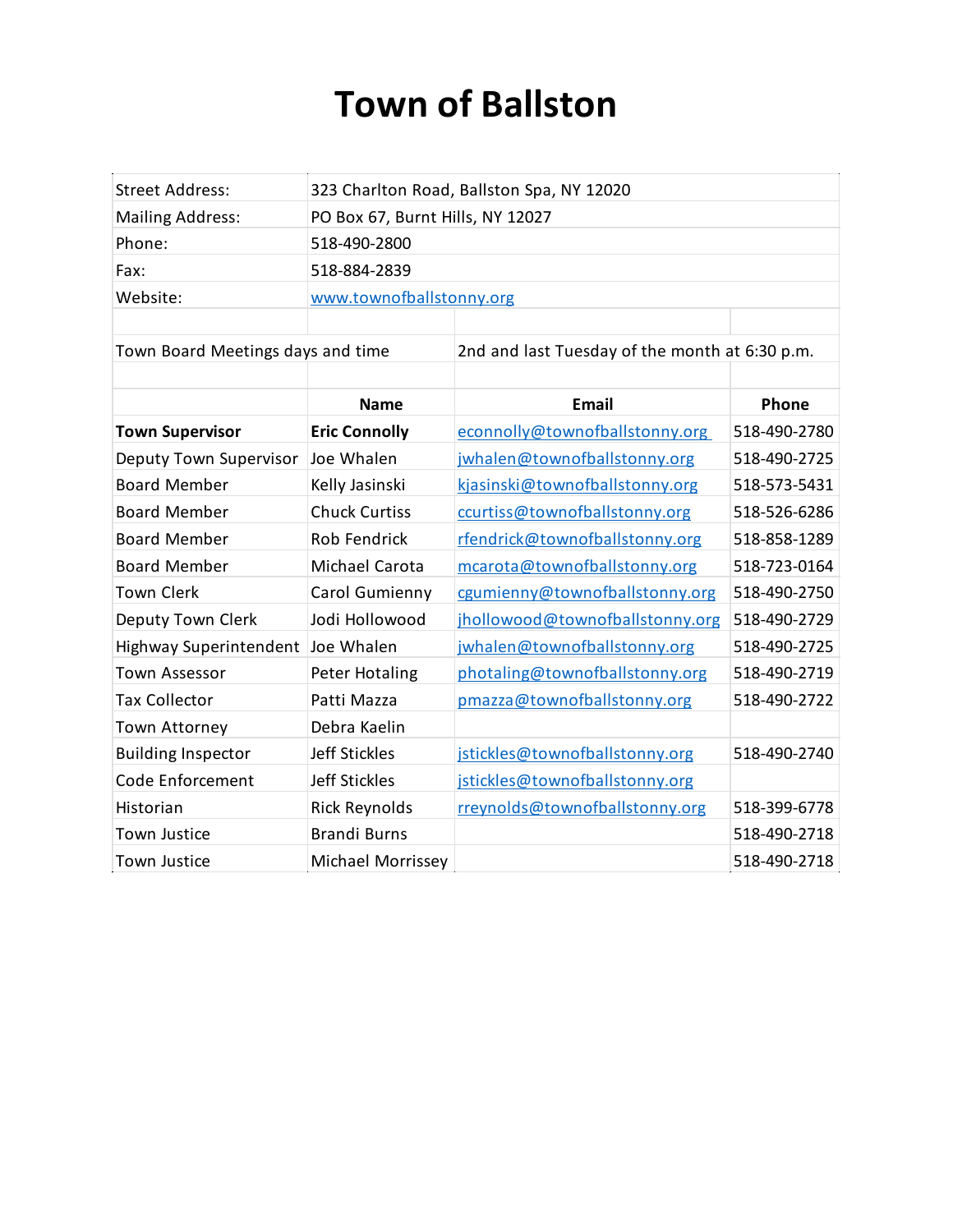# Town of Ballston

| | |
|---|---|
| Street Address: | 323 Charlton Road, Ballston Spa, NY 12020 |
| Mailing Address: | PO Box 67, Burnt Hills, NY 12027 |
| Phone: | 518-490-2800 |
| Fax: | 518-884-2839 |
| Website: | www.townofballstonny.org |

Town Board Meetings days and time: 2nd and last Tuesday of the month at 6:30 p.m.

| | Name | Email | Phone |
|---|---|---|---|
| **Town Supervisor** | **Eric Connolly** | econnolly@townofballstonny.org | 518-490-2780 |
| Deputy Town Supervisor | Joe Whalen | jwhalen@townofballstonny.org | 518-490-2725 |
| Board Member | Kelly Jasinski | kjasinski@townofballstonny.org | 518-573-5431 |
| Board Member | Chuck Curtiss | ccurtiss@townofballstonny.org | 518-526-6286 |
| Board Member | Rob Fendrick | rfendrick@townofballstonny.org | 518-858-1289 |
| Board Member | Michael Carota | mcarota@townofballstonny.org | 518-723-0164 |
| Town Clerk | Carol Gumienny | cgumienny@townofballstonny.org | 518-490-2750 |
| Deputy Town Clerk | Jodi Hollowood | jhollowood@townofballstonny.org | 518-490-2729 |
| Highway Superintendent | Joe Whalen | jwhalen@townofballstonny.org | 518-490-2725 |
| Town Assessor | Peter Hotaling | photaling@townofballstonny.org | 518-490-2719 |
| Tax Collector | Patti Mazza | pmazza@townofballstonny.org | 518-490-2722 |
| Town Attorney | Debra Kaelin | | |
| Building Inspector | Jeff Stickles | jstickles@townofballstonny.org | 518-490-2740 |
| Code Enforcement | Jeff Stickles | jstickles@townofballstonny.org | |
| Historian | Rick Reynolds | rreynolds@townofballstonny.org | 518-399-6778 |
| Town Justice | Brandi Burns | | 518-490-2718 |
| Town Justice | Michael Morrissey | | 518-490-2718 |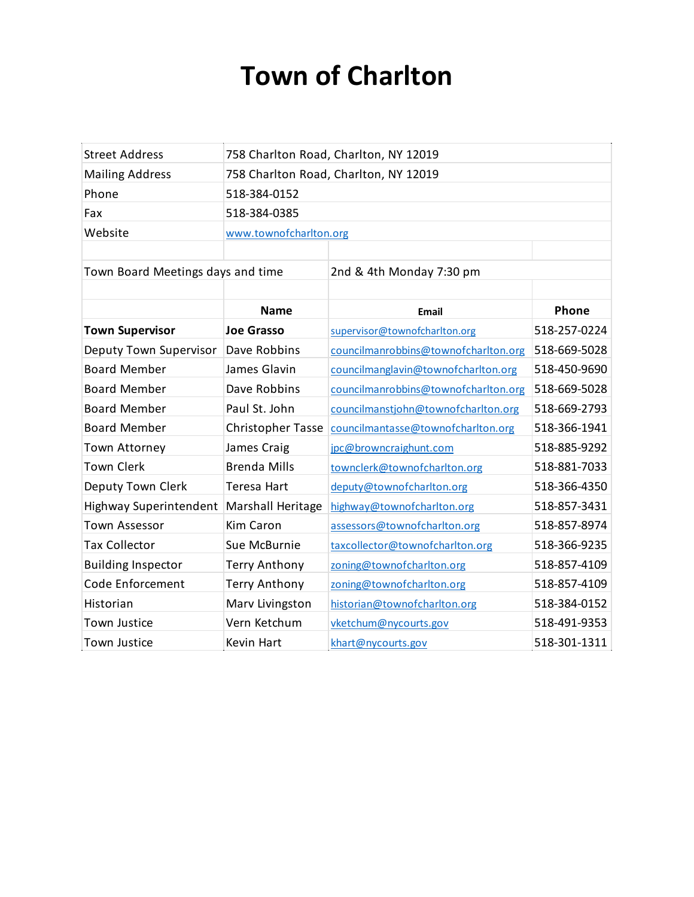# Town of Charlton

| | | | |
|---|---|---|---|
| Street Address | 758 Charlton Road, Charlton, NY 12019 | | |
| Mailing Address | 758 Charlton Road, Charlton, NY 12019 | | |
| Phone | 518-384-0152 | | |
| Fax | 518-384-0385 | | |
| Website | www.townofcharlton.org | | |
| | | | |
| Town Board Meetings days and time | | 2nd & 4th Monday 7:30 pm | |
| | | | |
| | **Name** | **Email** | **Phone** |
| **Town Supervisor** | **Joe Grasso** | supervisor@townofcharlton.org | 518-257-0224 |
| Deputy Town Supervisor | Dave Robbins | councilmanrobbins@townofcharlton.org | 518-669-5028 |
| Board Member | James Glavin | councilmanglavin@townofcharlton.org | 518-450-9690 |
| Board Member | Dave Robbins | councilmanrobbins@townofcharlton.org | 518-669-5028 |
| Board Member | Paul St. John | councilmanstjohn@townofcharlton.org | 518-669-2793 |
| Board Member | Christopher Tasse | councilmantasse@townofcharlton.org | 518-366-1941 |
| Town Attorney | James Craig | jpc@browncraighunt.com | 518-885-9292 |
| Town Clerk | Brenda Mills | townclerk@townofcharlton.org | 518-881-7033 |
| Deputy Town Clerk | Teresa Hart | deputy@townofcharlton.org | 518-366-4350 |
| Highway Superintendent | Marshall Heritage | highway@townofcharlton.org | 518-857-3431 |
| Town Assessor | Kim Caron | assessors@townofcharlton.org | 518-857-8974 |
| Tax Collector | Sue McBurnie | taxcollector@townofcharlton.org | 518-366-9235 |
| Building Inspector | Terry Anthony | zoning@townofcharlton.org | 518-857-4109 |
| Code Enforcement | Terry Anthony | zoning@townofcharlton.org | 518-857-4109 |
| Historian | Marv Livingston | historian@townofcharlton.org | 518-384-0152 |
| Town Justice | Vern Ketchum | vketchum@nycourts.gov | 518-491-9353 |
| Town Justice | Kevin Hart | khart@nycourts.gov | 518-301-1311 |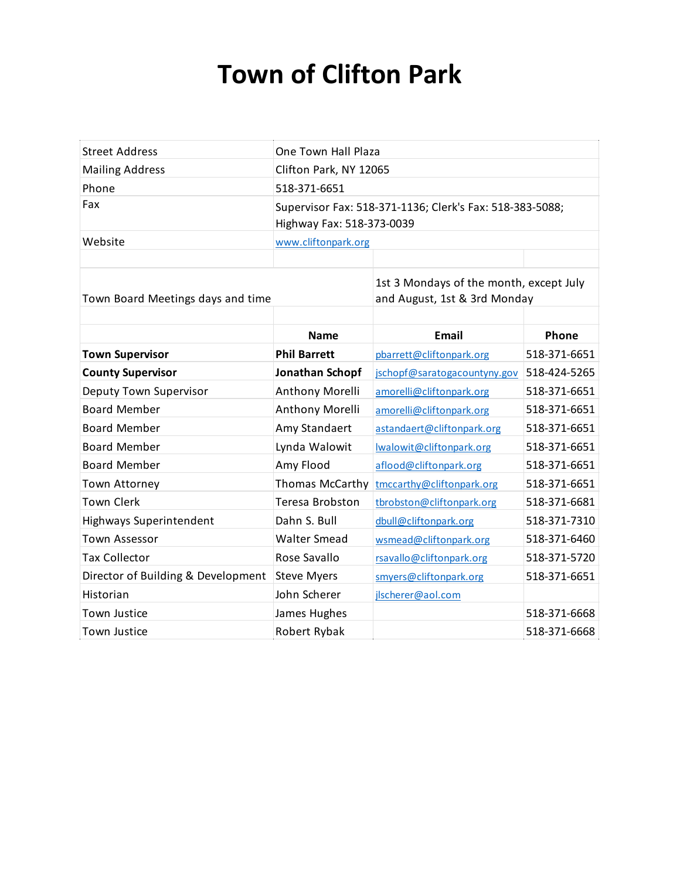# Town of Clifton Park

| | |
|---|---|
| Street Address | One Town Hall Plaza |
| Mailing Address | Clifton Park, NY 12065 |
| Phone | 518-371-6651 |
| Fax | Supervisor Fax: 518-371-1136; Clerk's Fax: 518-383-5088; Highway Fax: 518-373-0039 |
| Website | www.cliftonpark.org |

| | | | |
|---|---|---|---|
| Town Board Meetings days and time | | 1st 3 Mondays of the month, except July and August, 1st & 3rd Monday | |
| | | | |
| | **Name** | **Email** | **Phone** |
| **Town Supervisor** | **Phil Barrett** | pbarrett@cliftonpark.org | 518-371-6651 |
| **County Supervisor** | **Jonathan Schopf** | jschopf@saratogacountyny.gov | 518-424-5265 |
| Deputy Town Supervisor | Anthony Morelli | amorelli@cliftonpark.org | 518-371-6651 |
| Board Member | Anthony Morelli | amorelli@cliftonpark.org | 518-371-6651 |
| Board Member | Amy Standaert | astandaert@cliftonpark.org | 518-371-6651 |
| Board Member | Lynda Walowit | lwalowit@cliftonpark.org | 518-371-6651 |
| Board Member | Amy Flood | aflood@cliftonpark.org | 518-371-6651 |
| Town Attorney | Thomas McCarthy | tmccarthy@cliftonpark.org | 518-371-6651 |
| Town Clerk | Teresa Brobston | tbrobston@cliftonpark.org | 518-371-6681 |
| Highways Superintendent | Dahn S. Bull | dbull@cliftonpark.org | 518-371-7310 |
| Town Assessor | Walter Smead | wsmead@cliftonpark.org | 518-371-6460 |
| Tax Collector | Rose Savallo | rsavallo@cliftonpark.org | 518-371-5720 |
| Director of Building & Development | Steve Myers | smyers@cliftonpark.org | 518-371-6651 |
| Historian | John Scherer | jlscherer@aol.com | |
| Town Justice | James Hughes | | 518-371-6668 |
| Town Justice | Robert Rybak | | 518-371-6668 |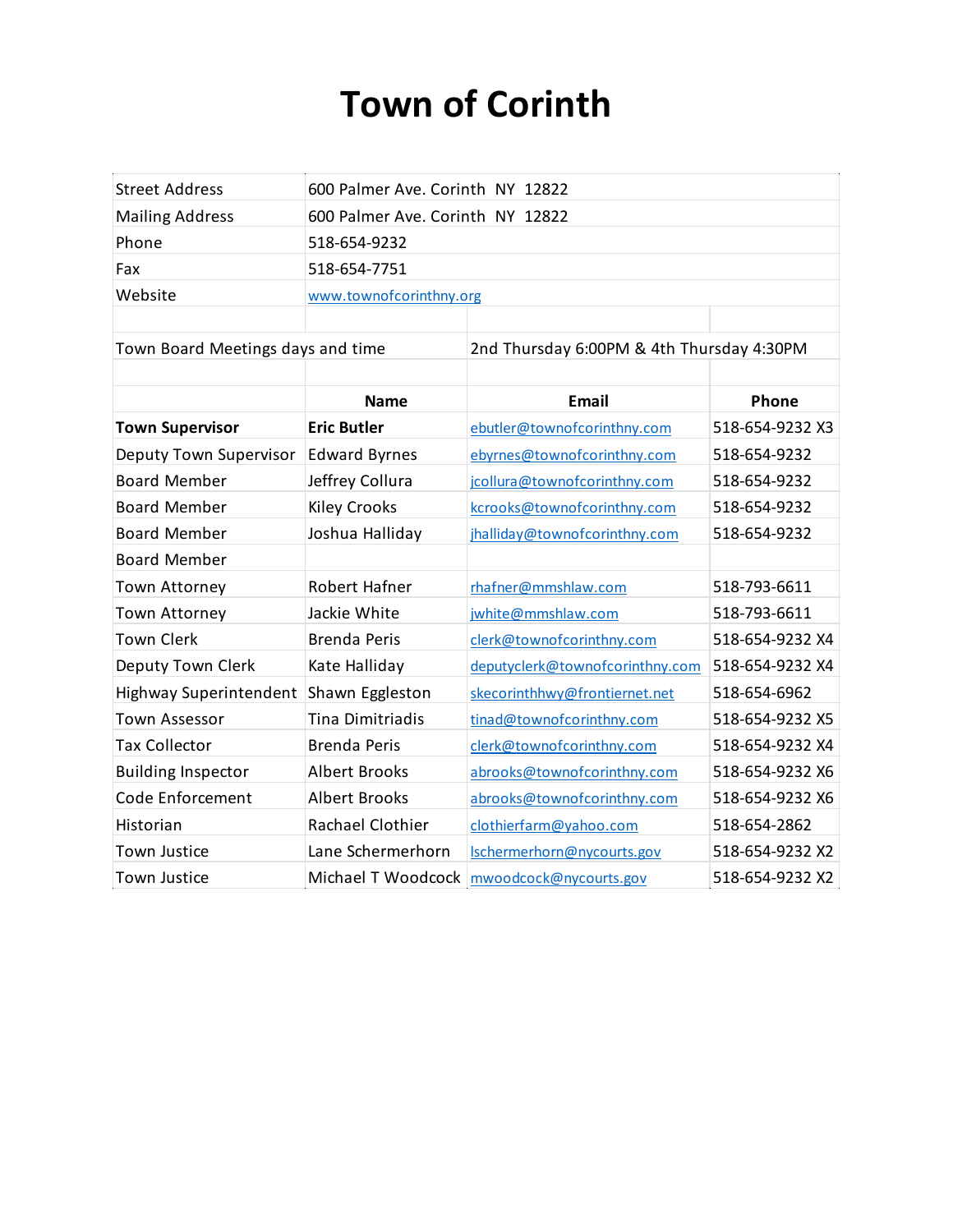# Town of Corinth

| | | | |
|---|---|---|---|
| Street Address | 600 Palmer Ave. Corinth NY 12822 | | |
| Mailing Address | 600 Palmer Ave. Corinth NY 12822 | | |
| Phone | 518-654-9232 | | |
| Fax | 518-654-7751 | | |
| Website | www.townofcorinthny.org | | |
| | | | |
| Town Board Meetings days and time | | 2nd Thursday 6:00PM & 4th Thursday 4:30PM | |
| | | | |
| | **Name** | **Email** | **Phone** |
| **Town Supervisor** | **Eric Butler** | ebutler@townofcorinthny.com | 518-654-9232 X3 |
| Deputy Town Supervisor | Edward Byrnes | ebyrnes@townofcorinthny.com | 518-654-9232 |
| Board Member | Jeffrey Collura | jcollura@townofcorinthny.com | 518-654-9232 |
| Board Member | Kiley Crooks | kcrooks@townofcorinthny.com | 518-654-9232 |
| Board Member | Joshua Halliday | jhalliday@townofcorinthny.com | 518-654-9232 |
| Board Member | | | |
| Town Attorney | Robert Hafner | rhafner@mmshlaw.com | 518-793-6611 |
| Town Attorney | Jackie White | jwhite@mmshlaw.com | 518-793-6611 |
| Town Clerk | Brenda Peris | clerk@townofcorinthny.com | 518-654-9232 X4 |
| Deputy Town Clerk | Kate Halliday | deputyclerk@townofcorinthny.com | 518-654-9232 X4 |
| Highway Superintendent | Shawn Eggleston | skecorinthhwy@frontiernet.net | 518-654-6962 |
| Town Assessor | Tina Dimitriadis | tinad@townofcorinthny.com | 518-654-9232 X5 |
| Tax Collector | Brenda Peris | clerk@townofcorinthny.com | 518-654-9232 X4 |
| Building Inspector | Albert Brooks | abrooks@townofcorinthny.com | 518-654-9232 X6 |
| Code Enforcement | Albert Brooks | abrooks@townofcorinthny.com | 518-654-9232 X6 |
| Historian | Rachael Clothier | clothierfarm@yahoo.com | 518-654-2862 |
| Town Justice | Lane Schermerhorn | lschermerhorn@nycourts.gov | 518-654-9232 X2 |
| Town Justice | Michael T Woodcock | mwoodcock@nycourts.gov | 518-654-9232 X2 |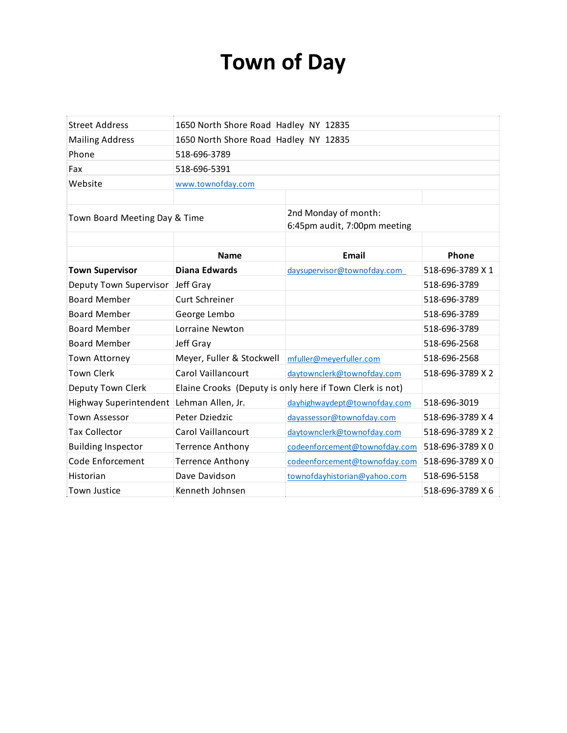# Town of Day

| | | | |
|---|---|---|---|
| Street Address | 1650 North Shore Road Hadley NY 12835 | | |
| Mailing Address | 1650 North Shore Road Hadley NY 12835 | | |
| Phone | 518-696-3789 | | |
| Fax | 518-696-5391 | | |
| Website | www.townofday.com | | |
| | | | |
| Town Board Meeting Day & Time | | 2nd Monday of month: 6:45pm audit, 7:00pm meeting | |
| | | | |
| | **Name** | **Email** | **Phone** |
| **Town Supervisor** | **Diana Edwards** | daysupervisor@townofday.com | 518-696-3789 X 1 |
| Deputy Town Supervisor | Jeff Gray | | 518-696-3789 |
| Board Member | Curt Schreiner | | 518-696-3789 |
| Board Member | George Lembo | | 518-696-3789 |
| Board Member | Lorraine Newton | | 518-696-3789 |
| Board Member | Jeff Gray | | 518-696-2568 |
| Town Attorney | Meyer, Fuller & Stockwell | mfuller@meyerfuller.com | 518-696-2568 |
| Town Clerk | Carol Vaillancourt | daytownclerk@townofday.com | 518-696-3789 X 2 |
| Deputy Town Clerk | Elaine Crooks (Deputy is only here if Town Clerk is not) | | |
| Highway Superintendent | Lehman Allen, Jr. | dayhighwaydept@townofday.com | 518-696-3019 |
| Town Assessor | Peter Dziedzic | dayassessor@townofday.com | 518-696-3789 X 4 |
| Tax Collector | Carol Vaillancourt | daytownclerk@townofday.com | 518-696-3789 X 2 |
| Building Inspector | Terrence Anthony | codeenforcement@townofday.com | 518-696-3789 X 0 |
| Code Enforcement | Terrence Anthony | codeenforcement@townofday.com | 518-696-3789 X 0 |
| Historian | Dave Davidson | townofdayhistorian@yahoo.com | 518-696-5158 |
| Town Justice | Kenneth Johnsen | | 518-696-3789 X 6 |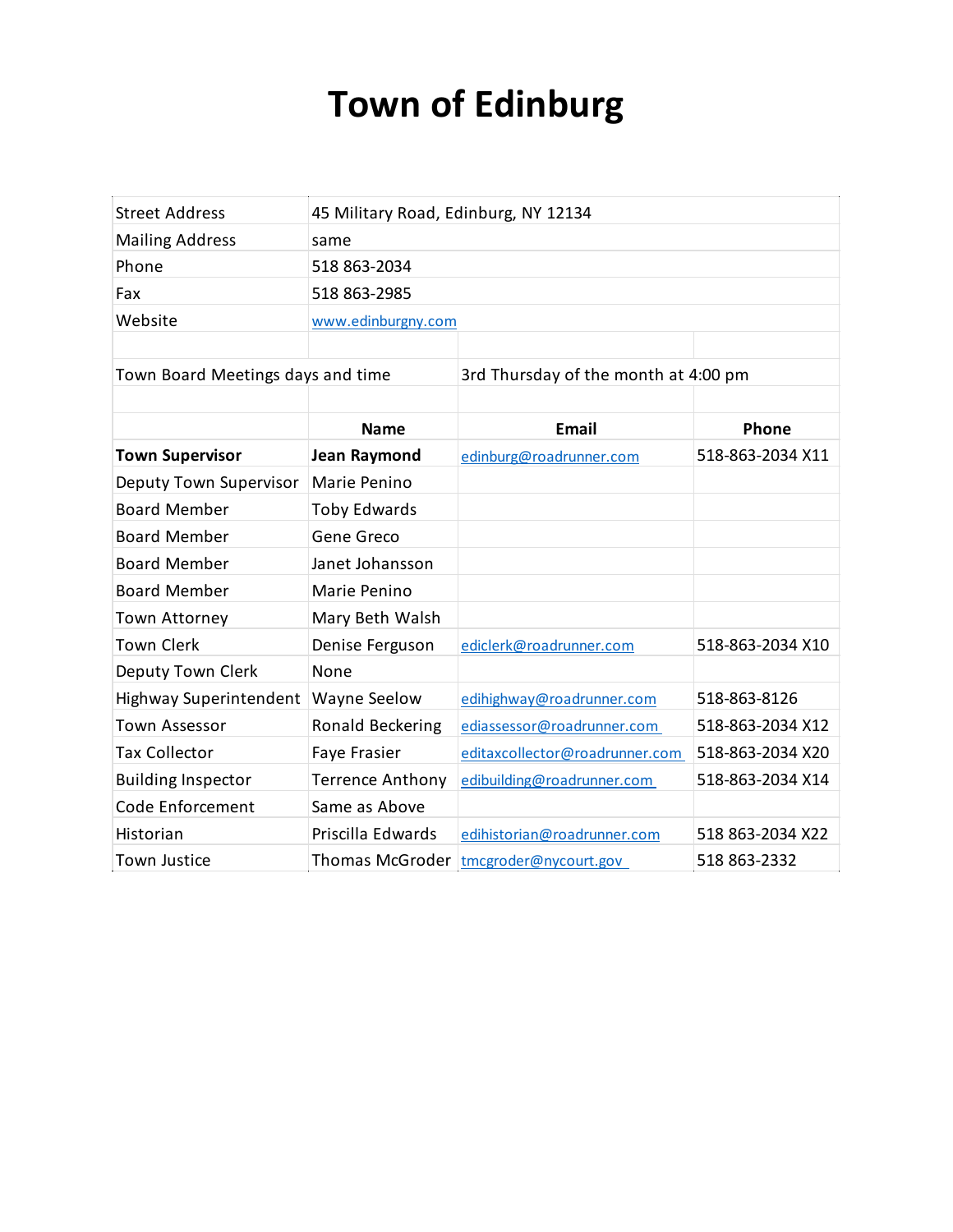# Town of Edinburg

| | | | |
|---|---|---|---|
| Street Address | 45 Military Road, Edinburg, NY 12134 | | |
| Mailing Address | same | | |
| Phone | 518 863-2034 | | |
| Fax | 518 863-2985 | | |
| Website | www.edinburgny.com | | |
| | | | |
| Town Board Meetings days and time | | 3rd Thursday of the month at 4:00 pm | |
| | | | |
| | **Name** | **Email** | **Phone** |
| **Town Supervisor** | **Jean Raymond** | edinburg@roadrunner.com | 518-863-2034 X11 |
| Deputy Town Supervisor | Marie Penino | | |
| Board Member | Toby Edwards | | |
| Board Member | Gene Greco | | |
| Board Member | Janet Johansson | | |
| Board Member | Marie Penino | | |
| Town Attorney | Mary Beth Walsh | | |
| Town Clerk | Denise Ferguson | ediclerk@roadrunner.com | 518-863-2034 X10 |
| Deputy Town Clerk | None | | |
| Highway Superintendent | Wayne Seelow | edihighway@roadrunner.com | 518-863-8126 |
| Town Assessor | Ronald Beckering | ediassessor@roadrunner.com | 518-863-2034 X12 |
| Tax Collector | Faye Frasier | editaxcollector@roadrunner.com | 518-863-2034 X20 |
| Building Inspector | Terrence Anthony | edibuilding@roadrunner.com | 518-863-2034 X14 |
| Code Enforcement | Same as Above | | |
| Historian | Priscilla Edwards | edihistorian@roadrunner.com | 518 863-2034 X22 |
| Town Justice | Thomas McGroder | tmcgroder@nycourt.gov | 518 863-2332 |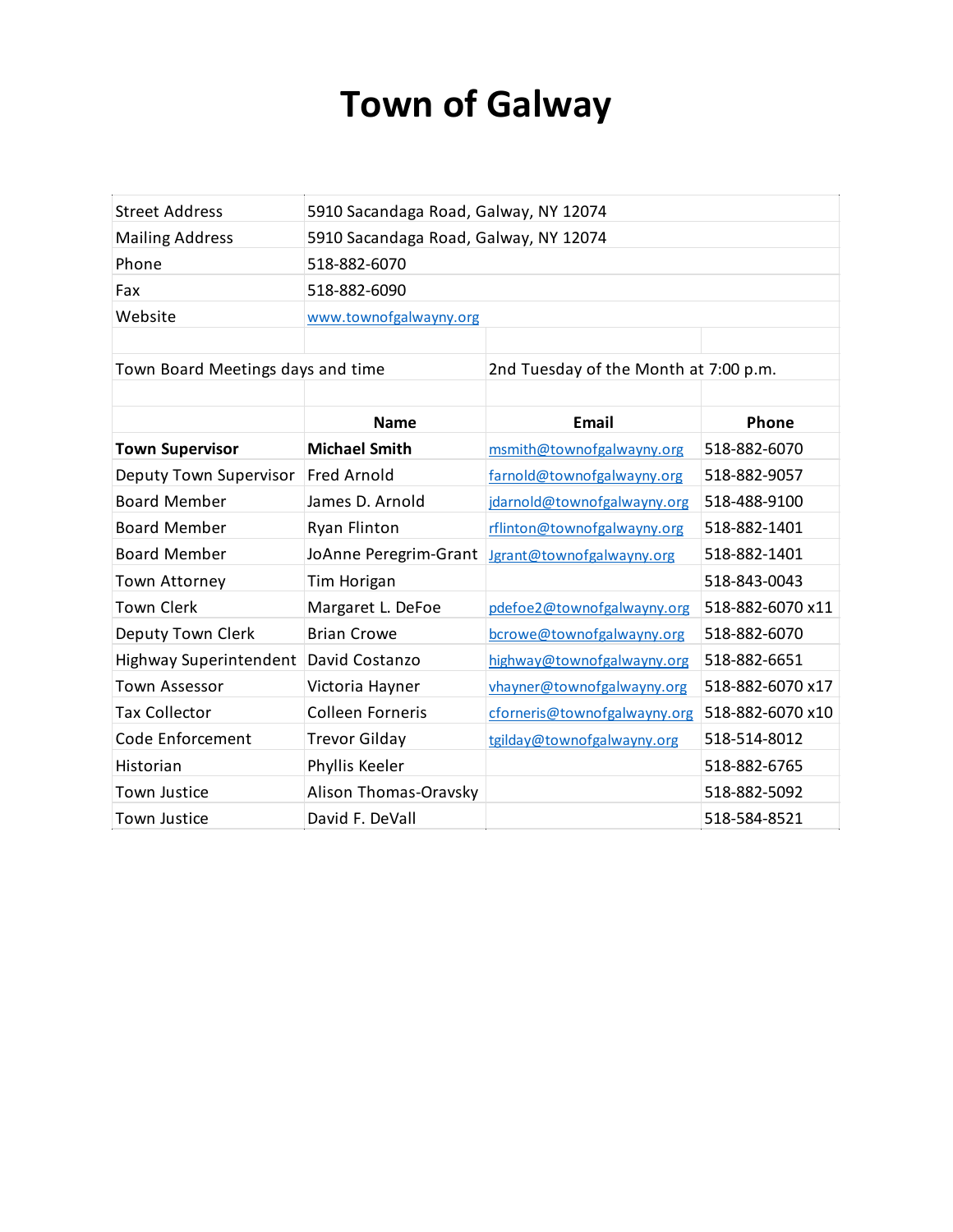# Town of Galway

| | | | |
|---|---|---|---|
| Street Address | 5910 Sacandaga Road, Galway, NY 12074 | | |
| Mailing Address | 5910 Sacandaga Road, Galway, NY 12074 | | |
| Phone | 518-882-6070 | | |
| Fax | 518-882-6090 | | |
| Website | www.townofgalwayny.org | | |
| | | | |
| Town Board Meetings days and time | | 2nd Tuesday of the Month at 7:00 p.m. | |
| | | | |
| | **Name** | **Email** | **Phone** |
| **Town Supervisor** | **Michael Smith** | msmith@townofgalwayny.org | 518-882-6070 |
| Deputy Town Supervisor | Fred Arnold | farnold@townofgalwayny.org | 518-882-9057 |
| Board Member | James D. Arnold | jdarnold@townofgalwayny.org | 518-488-9100 |
| Board Member | Ryan Flinton | rflinton@townofgalwayny.org | 518-882-1401 |
| Board Member | JoAnne Peregrim-Grant | Jgrant@townofgalwayny.org | 518-882-1401 |
| Town Attorney | Tim Horigan | | 518-843-0043 |
| Town Clerk | Margaret L. DeFoe | pdefoe2@townofgalwayny.org | 518-882-6070 x11 |
| Deputy Town Clerk | Brian Crowe | bcrowe@townofgalwayny.org | 518-882-6070 |
| Highway Superintendent | David Costanzo | highway@townofgalwayny.org | 518-882-6651 |
| Town Assessor | Victoria Hayner | vhayner@townofgalwayny.org | 518-882-6070 x17 |
| Tax Collector | Colleen Forneris | cforneris@townofgalwayny.org | 518-882-6070 x10 |
| Code Enforcement | Trevor Gilday | tgilday@townofgalwayny.org | 518-514-8012 |
| Historian | Phyllis Keeler | | 518-882-6765 |
| Town Justice | Alison Thomas-Oravsky | | 518-882-5092 |
| Town Justice | David F. DeVall | | 518-584-8521 |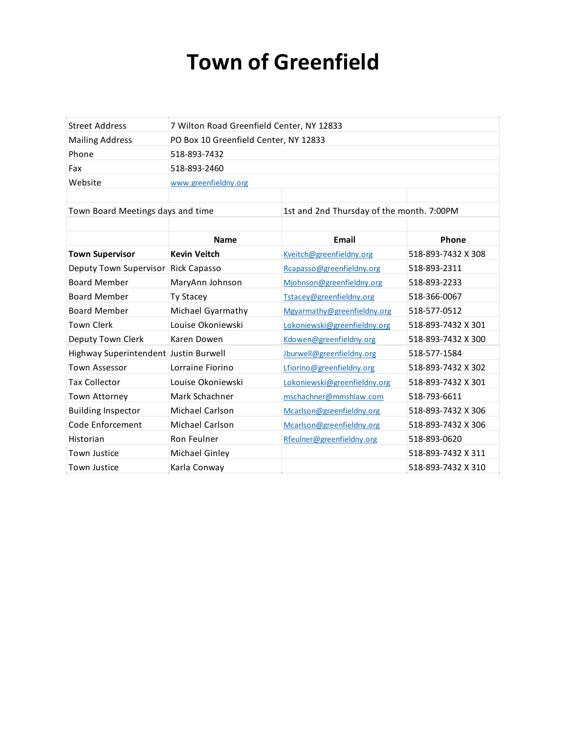# Town of Greenfield

| | | | |
|---|---|---|---|
| Street Address | 7 Wilton Road Greenfield Center, NY 12833 | | |
| Mailing Address | PO Box 10 Greenfield Center, NY 12833 | | |
| Phone | 518-893-7432 | | |
| Fax | 518-893-2460 | | |
| Website | www.greenfieldny.org | | |
| | | | |
| Town Board Meetings days and time | | 1st and 2nd Thursday of the month. 7:00PM | |
| | | | |
| | **Name** | **Email** | **Phone** |
| **Town Supervisor** | **Kevin Veitch** | Kveitch@greenfieldny.org | 518-893-7432 X 308 |
| Deputy Town Supervisor | Rick Capasso | Rcapasso@greenfieldny.org | 518-893-2311 |
| Board Member | MaryAnn Johnson | Mjohnson@greenfieldny.org | 518-893-2233 |
| Board Member | Ty Stacey | Tstacey@greenfieldny.org | 518-366-0067 |
| Board Member | Michael Gyarmathy | Mgyarmathy@greenfieldny.org | 518-577-0512 |
| Town Clerk | Louise Okoniewski | Lokoniewski@greenfieldny.org | 518-893-7432 X 301 |
| Deputy Town Clerk | Karen Dowen | Kdowen@greenfieldny.org | 518-893-7432 X 300 |
| Highway Superintendent | Justin Burwell | Jburwell@greenfieldny.org | 518-577-1584 |
| Town Assessor | Lorraine Fiorino | Lfiorino@greenfieldny.org | 518-893-7432 X 302 |
| Tax Collector | Louise Okoniewski | Lokoniewski@greenfieldny.org | 518-893-7432 X 301 |
| Town Attorney | Mark Schachner | mschachner@mmshlaw.com | 518-793-6611 |
| Building Inspector | Michael Carlson | Mcarlson@greenfieldny.org | 518-893-7432 X 306 |
| Code Enforcement | Michael Carlson | Mcarlson@greenfieldny.org | 518-893-7432 X 306 |
| Historian | Ron Feulner | Rfeulner@greenfieldny.org | 518-893-0620 |
| Town Justice | Michael Ginley | | 518-893-7432 X 311 |
| Town Justice | Karla Conway | | 518-893-7432 X 310 |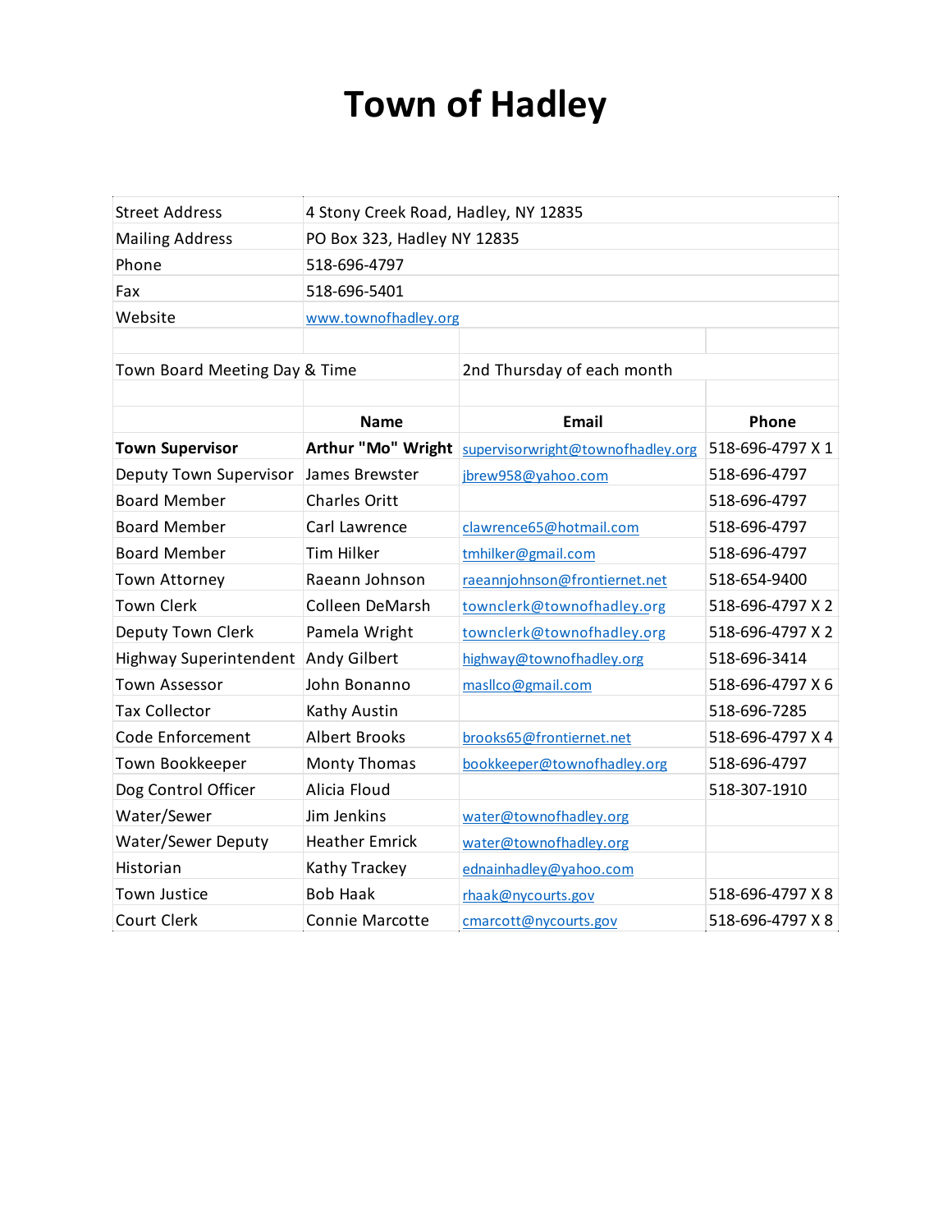# Town of Hadley

| | |
|---|---|
| Street Address | 4 Stony Creek Road, Hadley, NY 12835 |
| Mailing Address | PO Box 323, Hadley NY 12835 |
| Phone | 518-696-4797 |
| Fax | 518-696-5401 |
| Website | www.townofhadley.org |

| | | | |
|---|---|---|---|
| Town Board Meeting Day & Time | | 2nd Thursday of each month | |
| | **Name** | **Email** | **Phone** |
| **Town Supervisor** | **Arthur "Mo" Wright** | supervisorwright@townofhadley.org | 518-696-4797 X 1 |
| Deputy Town Supervisor | James Brewster | jbrew958@yahoo.com | 518-696-4797 |
| Board Member | Charles Oritt | | 518-696-4797 |
| Board Member | Carl Lawrence | clawrence65@hotmail.com | 518-696-4797 |
| Board Member | Tim Hilker | tmhilker@gmail.com | 518-696-4797 |
| Town Attorney | Raeann Johnson | raeannjohnson@frontiernet.net | 518-654-9400 |
| Town Clerk | Colleen DeMarsh | townclerk@townofhadley.org | 518-696-4797 X 2 |
| Deputy Town Clerk | Pamela Wright | townclerk@townofhadley.org | 518-696-4797 X 2 |
| Highway Superintendent | Andy Gilbert | highway@townofhadley.org | 518-696-3414 |
| Town Assessor | John Bonanno | masllco@gmail.com | 518-696-4797 X 6 |
| Tax Collector | Kathy Austin | | 518-696-7285 |
| Code Enforcement | Albert Brooks | brooks65@frontiernet.net | 518-696-4797 X 4 |
| Town Bookkeeper | Monty Thomas | bookkeeper@townofhadley.org | 518-696-4797 |
| Dog Control Officer | Alicia Floud | | 518-307-1910 |
| Water/Sewer | Jim Jenkins | water@townofhadley.org | |
| Water/Sewer Deputy | Heather Emrick | water@townofhadley.org | |
| Historian | Kathy Trackey | ednainhadley@yahoo.com | |
| Town Justice | Bob Haak | rhaak@nycourts.gov | 518-696-4797 X 8 |
| Court Clerk | Connie Marcotte | cmarcott@nycourts.gov | 518-696-4797 X 8 |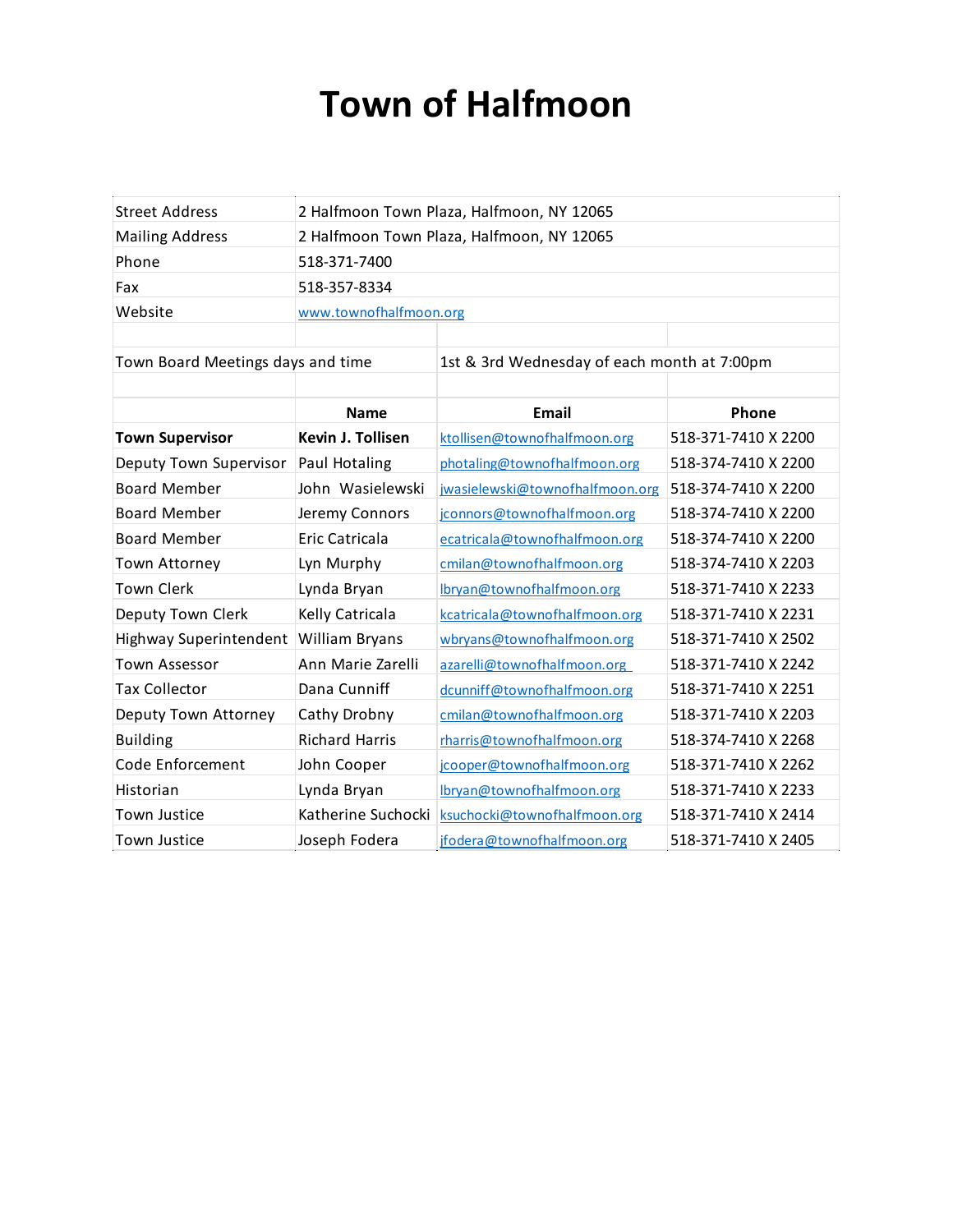# Town of Halfmoon

| | |
|---|---|
| Street Address | 2 Halfmoon Town Plaza, Halfmoon, NY 12065 |
| Mailing Address | 2 Halfmoon Town Plaza, Halfmoon, NY 12065 |
| Phone | 518-371-7400 |
| Fax | 518-357-8334 |
| Website | www.townofhalfmoon.org |
| | |
| Town Board Meetings days and time | 1st & 3rd Wednesday of each month at 7:00pm |

| | Name | Email | Phone |
|---|---|---|---|
| **Town Supervisor** | **Kevin J. Tollisen** | ktollisen@townofhalfmoon.org | 518-371-7410 X 2200 |
| Deputy Town Supervisor | Paul Hotaling | photaling@townofhalfmoon.org | 518-374-7410 X 2200 |
| Board Member | John Wasielewski | jwasielewski@townofhalfmoon.org | 518-374-7410 X 2200 |
| Board Member | Jeremy Connors | jconnors@townofhalfmoon.org | 518-374-7410 X 2200 |
| Board Member | Eric Catricala | ecatricala@townofhalfmoon.org | 518-374-7410 X 2200 |
| Town Attorney | Lyn Murphy | cmilan@townofhalfmoon.org | 518-374-7410 X 2203 |
| Town Clerk | Lynda Bryan | lbryan@townofhalfmoon.org | 518-371-7410 X 2233 |
| Deputy Town Clerk | Kelly Catricala | kcatricala@townofhalfmoon.org | 518-371-7410 X 2231 |
| Highway Superintendent | William Bryans | wbryans@townofhalfmoon.org | 518-371-7410 X 2502 |
| Town Assessor | Ann Marie Zarelli | azarelli@townofhalfmoon.org | 518-371-7410 X 2242 |
| Tax Collector | Dana Cunniff | dcunniff@townofhalfmoon.org | 518-371-7410 X 2251 |
| Deputy Town Attorney | Cathy Drobny | cmilan@townofhalfmoon.org | 518-371-7410 X 2203 |
| Building | Richard Harris | rharris@townofhalfmoon.org | 518-374-7410 X 2268 |
| Code Enforcement | John Cooper | jcooper@townofhalfmoon.org | 518-371-7410 X 2262 |
| Historian | Lynda Bryan | lbryan@townofhalfmoon.org | 518-371-7410 X 2233 |
| Town Justice | Katherine Suchocki | ksuchocki@townofhalfmoon.org | 518-371-7410 X 2414 |
| Town Justice | Joseph Fodera | jfodera@townofhalfmoon.org | 518-371-7410 X 2405 |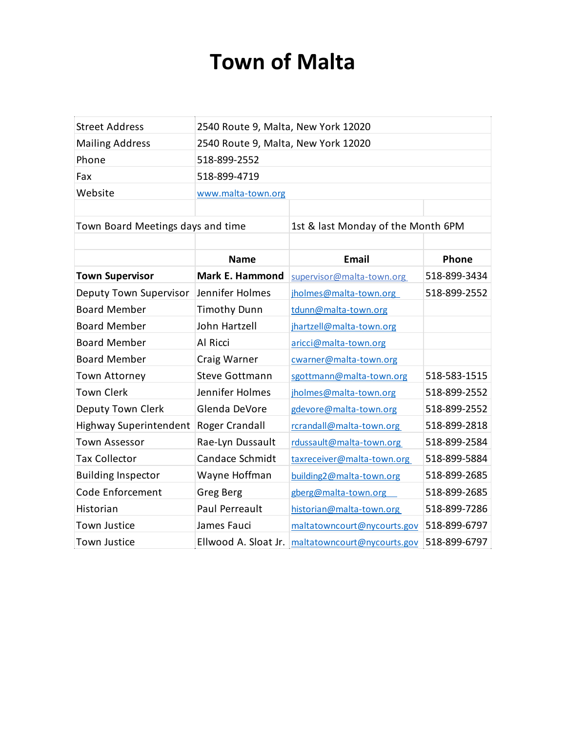# Town of Malta

| | |
|---|---|
| Street Address | 2540 Route 9, Malta, New York 12020 |
| Mailing Address | 2540 Route 9, Malta, New York 12020 |
| Phone | 518-899-2552 |
| Fax | 518-899-4719 |
| Website | www.malta-town.org |

Town Board Meetings days and time: 1st & last Monday of the Month 6PM

| | Name | Email | Phone |
|---|---|---|---|
| **Town Supervisor** | **Mark E. Hammond** | supervisor@malta-town.org | 518-899-3434 |
| Deputy Town Supervisor | Jennifer Holmes | jholmes@malta-town.org | 518-899-2552 |
| Board Member | Timothy Dunn | tdunn@malta-town.org | |
| Board Member | John Hartzell | jhartzell@malta-town.org | |
| Board Member | Al Ricci | aricci@malta-town.org | |
| Board Member | Craig Warner | cwarner@malta-town.org | |
| Town Attorney | Steve Gottmann | sgottmann@malta-town.org | 518-583-1515 |
| Town Clerk | Jennifer Holmes | jholmes@malta-town.org | 518-899-2552 |
| Deputy Town Clerk | Glenda DeVore | gdevore@malta-town.org | 518-899-2552 |
| Highway Superintendent | Roger Crandall | rcrandall@malta-town.org | 518-899-2818 |
| Town Assessor | Rae-Lyn Dussault | rdussault@malta-town.org | 518-899-2584 |
| Tax Collector | Candace Schmidt | taxreceiver@malta-town.org | 518-899-5884 |
| Building Inspector | Wayne Hoffman | building2@malta-town.org | 518-899-2685 |
| Code Enforcement | Greg Berg | gberg@malta-town.org | 518-899-2685 |
| Historian | Paul Perreault | historian@malta-town.org | 518-899-7286 |
| Town Justice | James Fauci | maltatowncourt@nycourts.gov | 518-899-6797 |
| Town Justice | Ellwood A. Sloat Jr. | maltatowncourt@nycourts.gov | 518-899-6797 |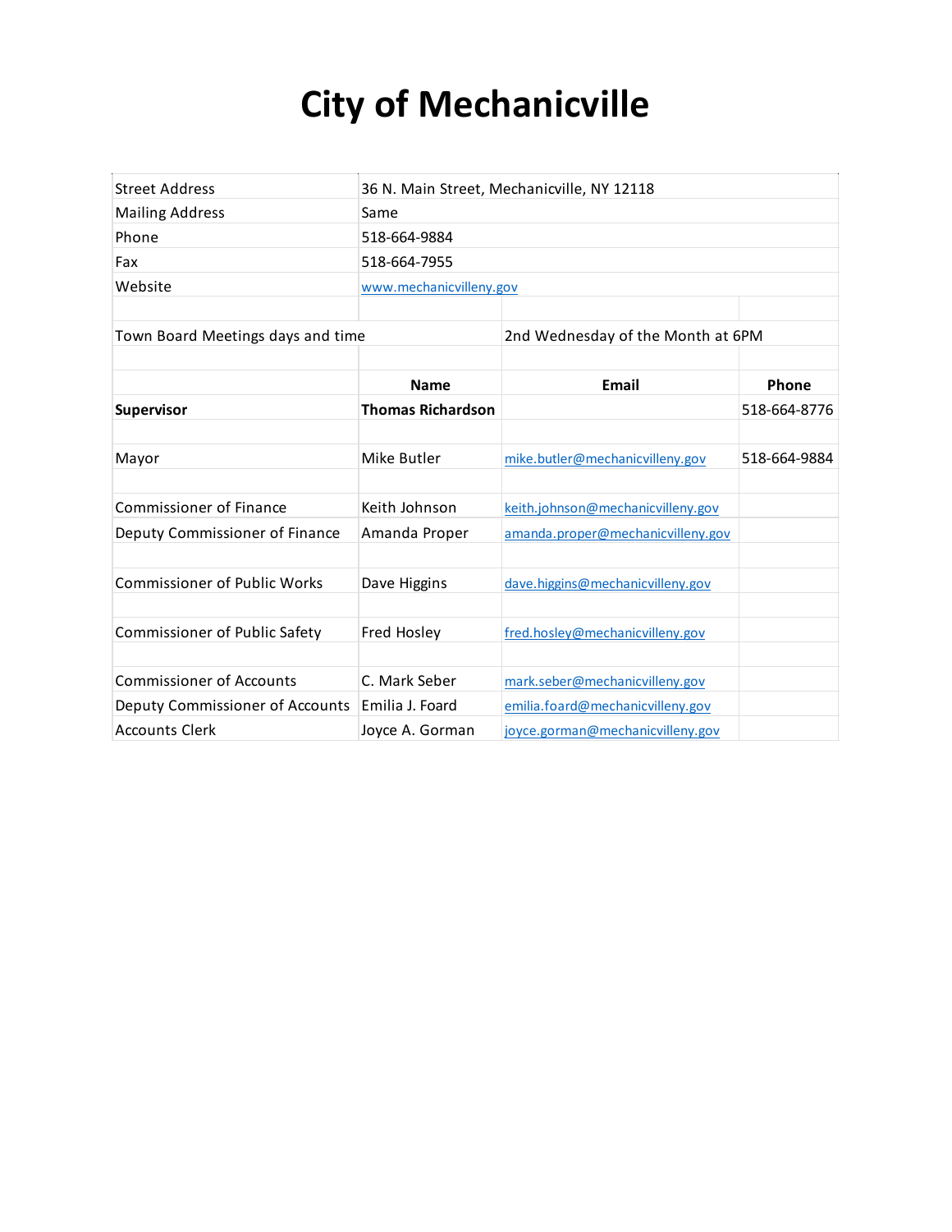# City of Mechanicville

| | | | |
|---|---|---|---|
| Street Address | 36 N. Main Street, Mechanicville, NY 12118 | | |
| Mailing Address | Same | | |
| Phone | 518-664-9884 | | |
| Fax | 518-664-7955 | | |
| Website | www.mechanicvilleny.gov | | |
| | | | |
| Town Board Meetings days and time | | 2nd Wednesday of the Month at 6PM | |
| | | | |
| | **Name** | **Email** | **Phone** |
| **Supervisor** | **Thomas Richardson** | | 518-664-8776 |
| | | | |
| Mayor | Mike Butler | mike.butler@mechanicvilleny.gov | 518-664-9884 |
| | | | |
| Commissioner of Finance | Keith Johnson | keith.johnson@mechanicvilleny.gov | |
| Deputy Commissioner of Finance | Amanda Proper | amanda.proper@mechanicvilleny.gov | |
| | | | |
| Commissioner of Public Works | Dave Higgins | dave.higgins@mechanicvilleny.gov | |
| | | | |
| Commissioner of Public Safety | Fred Hosley | fred.hosley@mechanicvilleny.gov | |
| | | | |
| Commissioner of Accounts | C. Mark Seber | mark.seber@mechanicvilleny.gov | |
| Deputy Commissioner of Accounts | Emilia J. Foard | emilia.foard@mechanicvilleny.gov | |
| Accounts Clerk | Joyce A. Gorman | joyce.gorman@mechanicvilleny.gov | |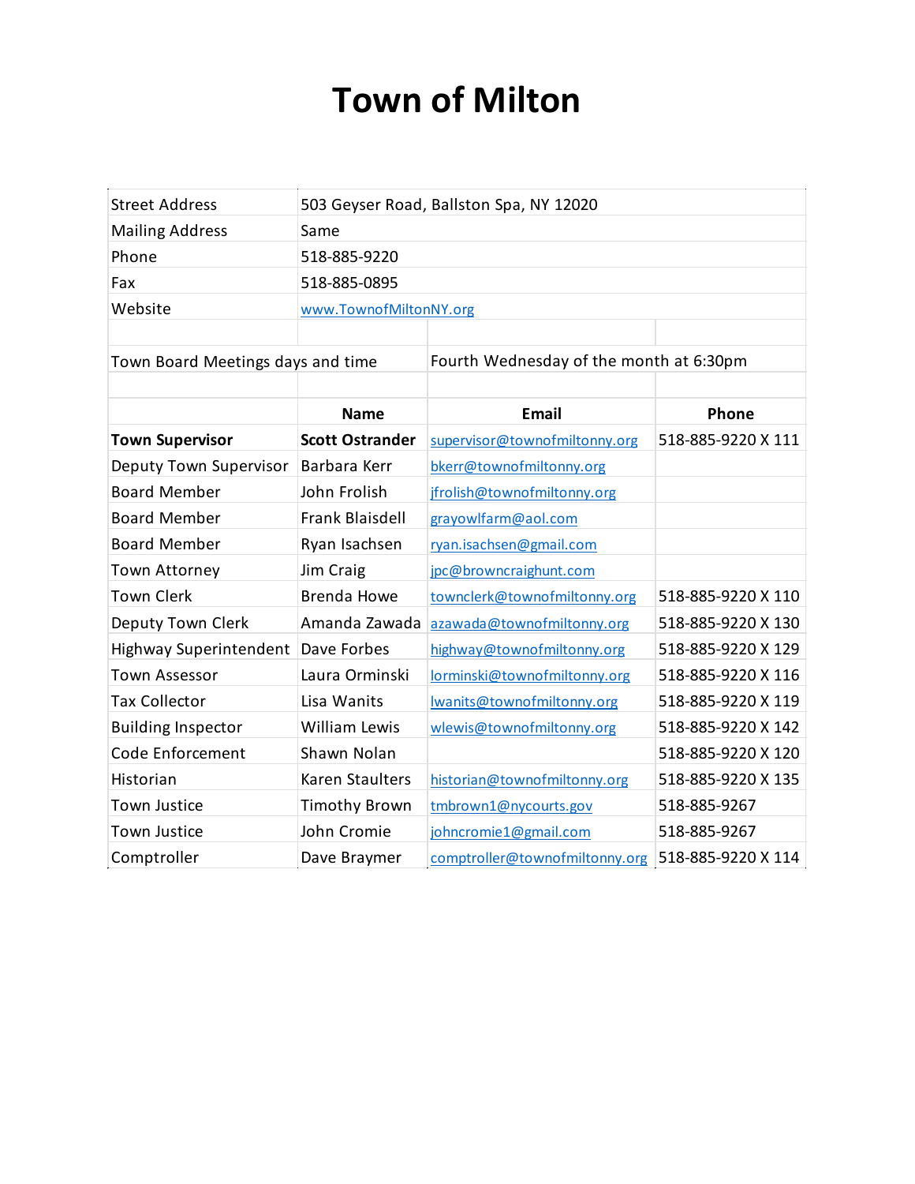# Town of Milton

| | | | |
|---|---|---|---|
| Street Address | 503 Geyser Road, Ballston Spa, NY 12020 | | |
| Mailing Address | Same | | |
| Phone | 518-885-9220 | | |
| Fax | 518-885-0895 | | |
| Website | www.TownofMiltonNY.org | | |
| | | | |
| Town Board Meetings days and time | | Fourth Wednesday of the month at 6:30pm | |
| | | | |
| | **Name** | **Email** | **Phone** |
| **Town Supervisor** | **Scott Ostrander** | supervisor@townofmiltonny.org | 518-885-9220 X 111 |
| Deputy Town Supervisor | Barbara Kerr | bkerr@townofmiltonny.org | |
| Board Member | John Frolish | jfrolish@townofmiltonny.org | |
| Board Member | Frank Blaisdell | grayowlfarm@aol.com | |
| Board Member | Ryan Isachsen | ryan.isachsen@gmail.com | |
| Town Attorney | Jim Craig | jpc@browncraighunt.com | |
| Town Clerk | Brenda Howe | townclerk@townofmiltonny.org | 518-885-9220 X 110 |
| Deputy Town Clerk | Amanda Zawada | azawada@townofmiltonny.org | 518-885-9220 X 130 |
| Highway Superintendent | Dave Forbes | highway@townofmiltonny.org | 518-885-9220 X 129 |
| Town Assessor | Laura Orminski | lorminski@townofmiltonny.org | 518-885-9220 X 116 |
| Tax Collector | Lisa Wanits | lwanits@townofmiltonny.org | 518-885-9220 X 119 |
| Building Inspector | William Lewis | wlewis@townofmiltonny.org | 518-885-9220 X 142 |
| Code Enforcement | Shawn Nolan | | 518-885-9220 X 120 |
| Historian | Karen Staulters | historian@townofmiltonny.org | 518-885-9220 X 135 |
| Town Justice | Timothy Brown | tmbrown1@nycourts.gov | 518-885-9267 |
| Town Justice | John Cromie | johncromie1@gmail.com | 518-885-9267 |
| Comptroller | Dave Braymer | comptroller@townofmiltonny.org | 518-885-9220 X 114 |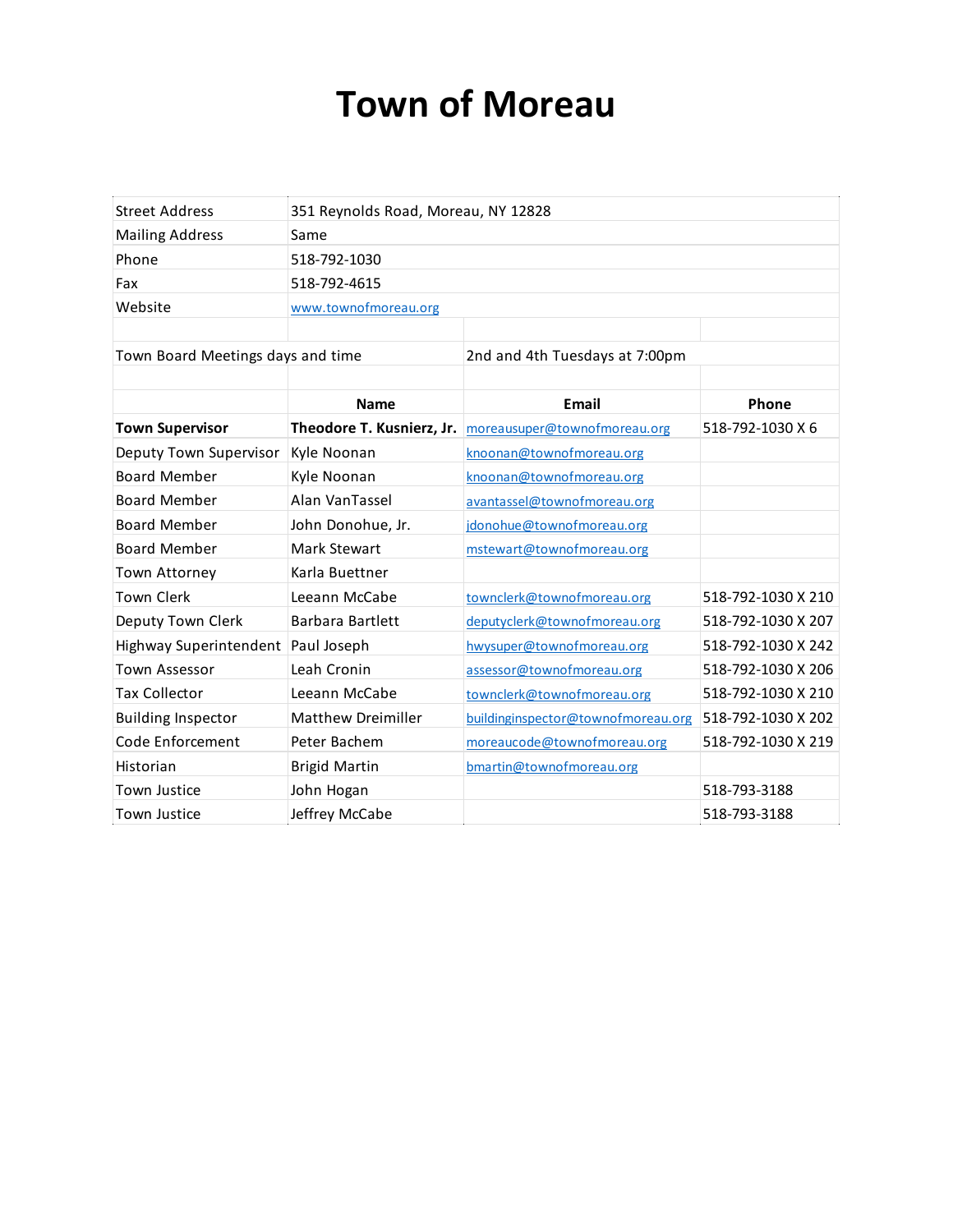# Town of Moreau

| | | | |
|---|---|---|---|
| Street Address | 351 Reynolds Road, Moreau, NY 12828 | | |
| Mailing Address | Same | | |
| Phone | 518-792-1030 | | |
| Fax | 518-792-4615 | | |
| Website | www.townofmoreau.org | | |
| | | | |
| Town Board Meetings days and time | | 2nd and 4th Tuesdays at 7:00pm | |
| | | | |
| | **Name** | **Email** | **Phone** |
| **Town Supervisor** | **Theodore T. Kusnierz, Jr.** | moreausuper@townofmoreau.org | 518-792-1030 X 6 |
| Deputy Town Supervisor | Kyle Noonan | knoonan@townofmoreau.org | |
| Board Member | Kyle Noonan | knoonan@townofmoreau.org | |
| Board Member | Alan VanTassel | avantassel@townofmoreau.org | |
| Board Member | John Donohue, Jr. | jdonohue@townofmoreau.org | |
| Board Member | Mark Stewart | mstewart@townofmoreau.org | |
| Town Attorney | Karla Buettner | | |
| Town Clerk | Leeann McCabe | townclerk@townofmoreau.org | 518-792-1030 X 210 |
| Deputy Town Clerk | Barbara Bartlett | deputyclerk@townofmoreau.org | 518-792-1030 X 207 |
| Highway Superintendent | Paul Joseph | hwysuper@townofmoreau.org | 518-792-1030 X 242 |
| Town Assessor | Leah Cronin | assessor@townofmoreau.org | 518-792-1030 X 206 |
| Tax Collector | Leeann McCabe | townclerk@townofmoreau.org | 518-792-1030 X 210 |
| Building Inspector | Matthew Dreimiller | buildinginspector@townofmoreau.org | 518-792-1030 X 202 |
| Code Enforcement | Peter Bachem | moreaucode@townofmoreau.org | 518-792-1030 X 219 |
| Historian | Brigid Martin | bmartin@townofmoreau.org | |
| Town Justice | John Hogan | | 518-793-3188 |
| Town Justice | Jeffrey McCabe | | 518-793-3188 |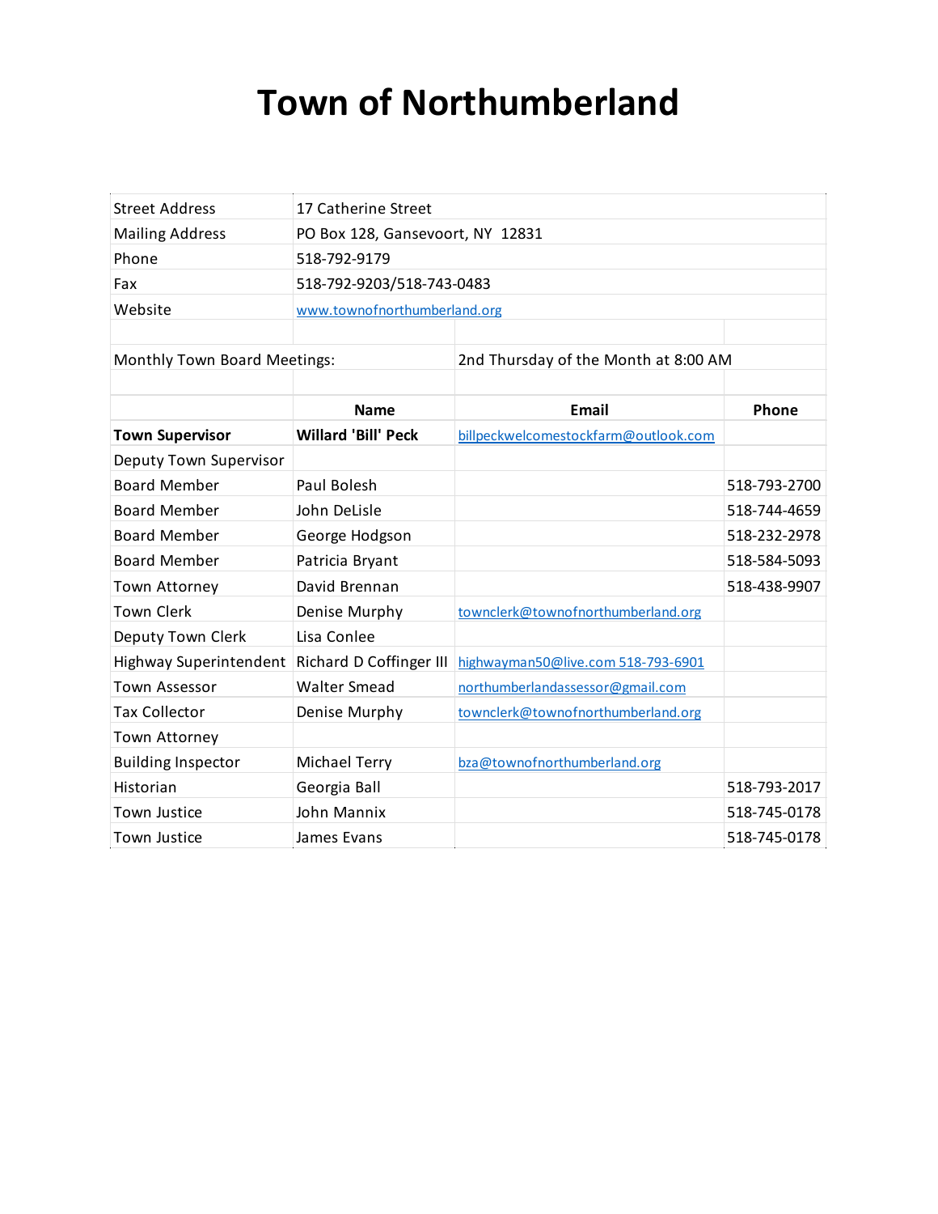# Town of Northumberland

| | |
|---|---|
| Street Address | 17 Catherine Street |
| Mailing Address | PO Box 128, Gansevoort, NY  12831 |
| Phone | 518-792-9179 |
| Fax | 518-792-9203/518-743-0483 |
| Website | www.townofnorthumberland.org |

Monthly Town Board Meetings: 2nd Thursday of the Month at 8:00 AM

| | Name | Email | Phone |
|---|---|---|---|
| **Town Supervisor** | **Willard 'Bill' Peck** | billpeckwelcomestockfarm@outlook.com | |
| Deputy Town Supervisor | | | |
| Board Member | Paul Bolesh | | 518-793-2700 |
| Board Member | John DeLisle | | 518-744-4659 |
| Board Member | George Hodgson | | 518-232-2978 |
| Board Member | Patricia Bryant | | 518-584-5093 |
| Town Attorney | David Brennan | | 518-438-9907 |
| Town Clerk | Denise Murphy | townclerk@townofnorthumberland.org | |
| Deputy Town Clerk | Lisa Conlee | | |
| Highway Superintendent | Richard D Coffinger III | highwayman50@live.com 518-793-6901 | |
| Town Assessor | Walter Smead | northumberlandassessor@gmail.com | |
| Tax Collector | Denise Murphy | townclerk@townofnorthumberland.org | |
| Town Attorney | | | |
| Building Inspector | Michael Terry | bza@townofnorthumberland.org | |
| Historian | Georgia Ball | | 518-793-2017 |
| Town Justice | John Mannix | | 518-745-0178 |
| Town Justice | James Evans | | 518-745-0178 |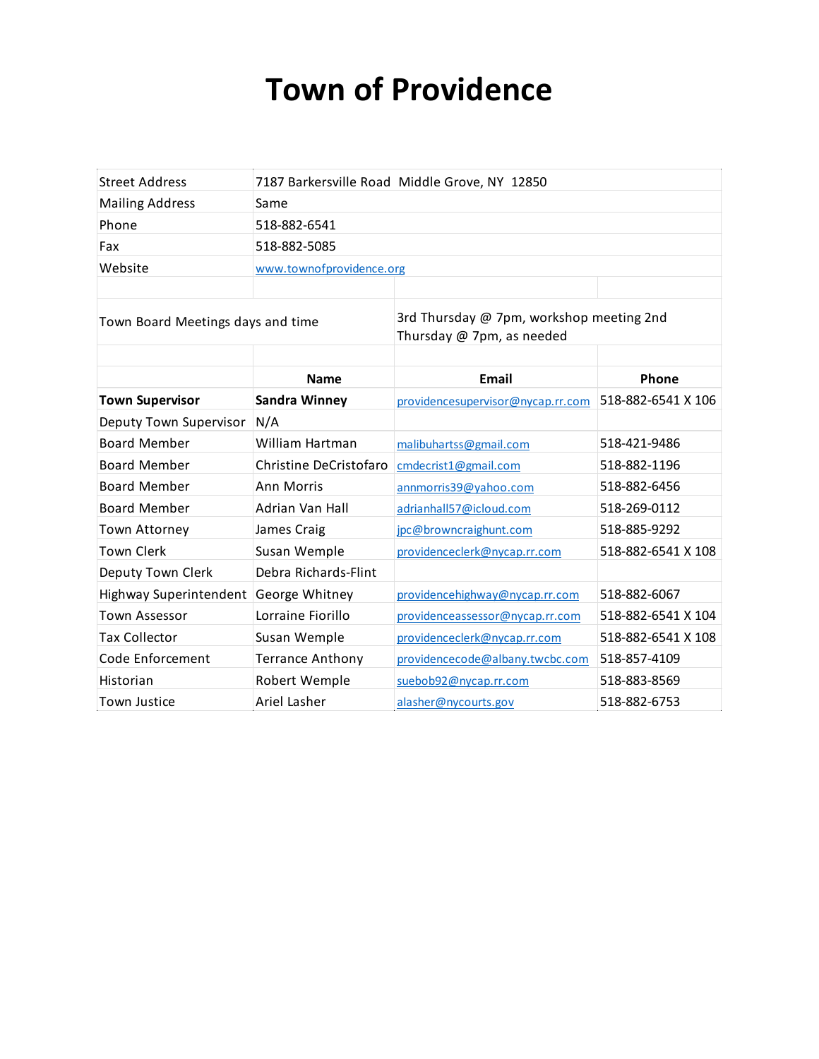# Town of Providence

| | | | |
|---|---|---|---|
| Street Address | 7187 Barkersville Road Middle Grove, NY 12850 | | |
| Mailing Address | Same | | |
| Phone | 518-882-6541 | | |
| Fax | 518-882-5085 | | |
| Website | www.townofprovidence.org | | |
| | | | |
| Town Board Meetings days and time | | 3rd Thursday @ 7pm, workshop meeting 2nd Thursday @ 7pm, as needed | |
| | | | |
| | **Name** | **Email** | **Phone** |
| **Town Supervisor** | **Sandra Winney** | providencesupervisor@nycap.rr.com | 518-882-6541 X 106 |
| Deputy Town Supervisor | N/A | | |
| Board Member | William Hartman | malibuhartss@gmail.com | 518-421-9486 |
| Board Member | Christine DeCristofaro | cmdecrist1@gmail.com | 518-882-1196 |
| Board Member | Ann Morris | annmorris39@yahoo.com | 518-882-6456 |
| Board Member | Adrian Van Hall | adrianhall57@icloud.com | 518-269-0112 |
| Town Attorney | James Craig | jpc@browncraighunt.com | 518-885-9292 |
| Town Clerk | Susan Wemple | providenceclerk@nycap.rr.com | 518-882-6541 X 108 |
| Deputy Town Clerk | Debra Richards-Flint | | |
| Highway Superintendent | George Whitney | providencehighway@nycap.rr.com | 518-882-6067 |
| Town Assessor | Lorraine Fiorillo | providenceassessor@nycap.rr.com | 518-882-6541 X 104 |
| Tax Collector | Susan Wemple | providenceclerk@nycap.rr.com | 518-882-6541 X 108 |
| Code Enforcement | Terrance Anthony | providencecode@albany.twcbc.com | 518-857-4109 |
| Historian | Robert Wemple | suebob92@nycap.rr.com | 518-883-8569 |
| Town Justice | Ariel Lasher | alasher@nycourts.gov | 518-882-6753 |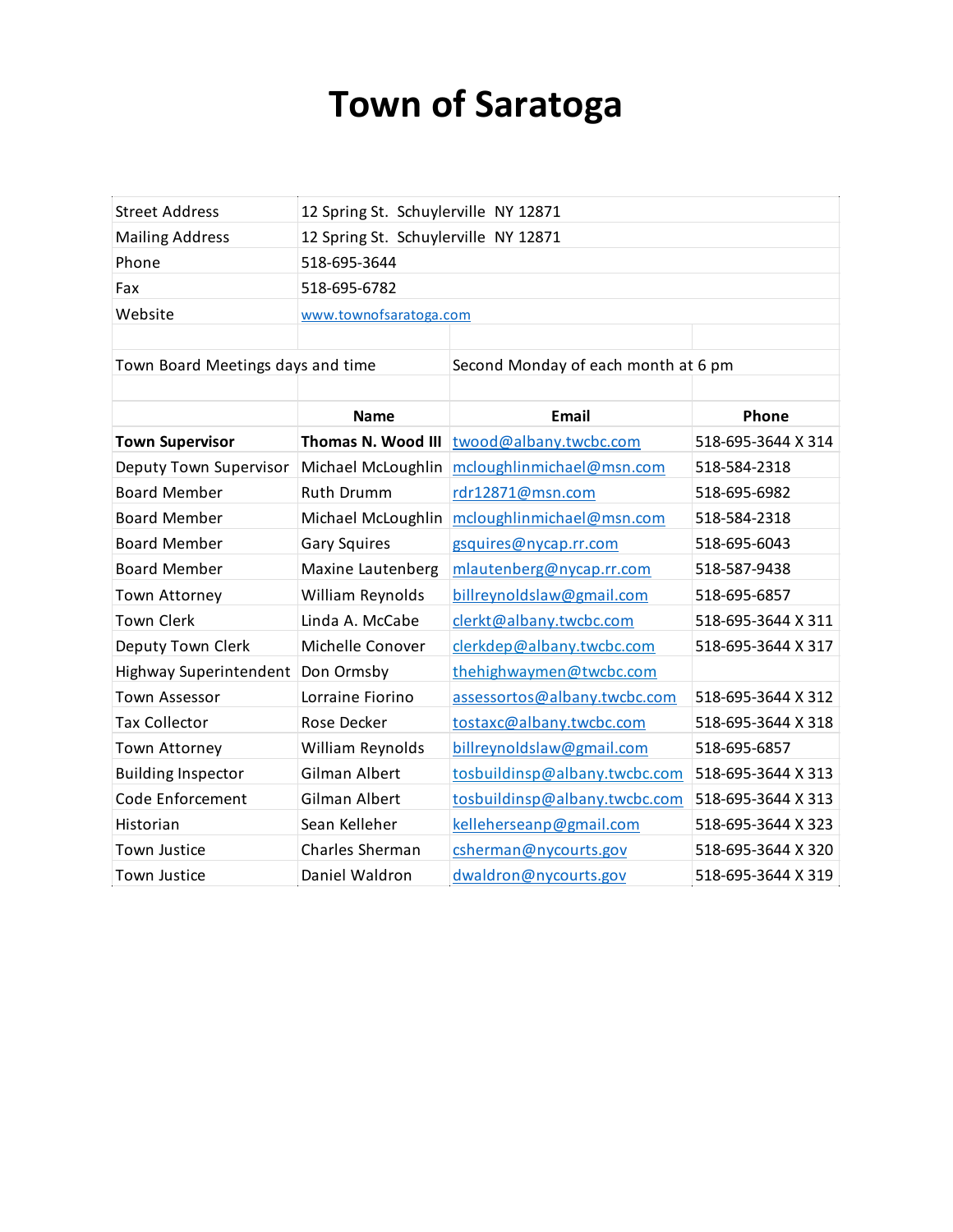# Town of Saratoga

| Street Address | 12 Spring St. Schuylerville NY 12871 | | |
|---|---|---|---|
| Mailing Address | 12 Spring St. Schuylerville NY 12871 | | |
| Phone | 518-695-3644 | | |
| Fax | 518-695-6782 | | |
| Website | www.townofsaratoga.com | | |
| | | | |
| Town Board Meetings days and time | | Second Monday of each month at 6 pm | |
| | | | |
| | **Name** | **Email** | **Phone** |
| **Town Supervisor** | **Thomas N. Wood III** | twood@albany.twcbc.com | 518-695-3644 X 314 |
| Deputy Town Supervisor | Michael McLoughlin | mcloughlinmichael@msn.com | 518-584-2318 |
| Board Member | Ruth Drumm | rdr12871@msn.com | 518-695-6982 |
| Board Member | Michael McLoughlin | mcloughlinmichael@msn.com | 518-584-2318 |
| Board Member | Gary Squires | gsquires@nycap.rr.com | 518-695-6043 |
| Board Member | Maxine Lautenberg | mlautenberg@nycap.rr.com | 518-587-9438 |
| Town Attorney | William Reynolds | billreynoldslaw@gmail.com | 518-695-6857 |
| Town Clerk | Linda A. McCabe | clerkt@albany.twcbc.com | 518-695-3644 X 311 |
| Deputy Town Clerk | Michelle Conover | clerkdep@albany.twcbc.com | 518-695-3644 X 317 |
| Highway Superintendent | Don Ormsby | thehighwaymen@twcbc.com | |
| Town Assessor | Lorraine Fiorino | assessortos@albany.twcbc.com | 518-695-3644 X 312 |
| Tax Collector | Rose Decker | tostaxc@albany.twcbc.com | 518-695-3644 X 318 |
| Town Attorney | William Reynolds | billreynoldslaw@gmail.com | 518-695-6857 |
| Building Inspector | Gilman Albert | tosbuildinsp@albany.twcbc.com | 518-695-3644 X 313 |
| Code Enforcement | Gilman Albert | tosbuildinsp@albany.twcbc.com | 518-695-3644 X 313 |
| Historian | Sean Kelleher | kelleherseanp@gmail.com | 518-695-3644 X 323 |
| Town Justice | Charles Sherman | csherman@nycourts.gov | 518-695-3644 X 320 |
| Town Justice | Daniel Waldron | dwaldron@nycourts.gov | 518-695-3644 X 319 |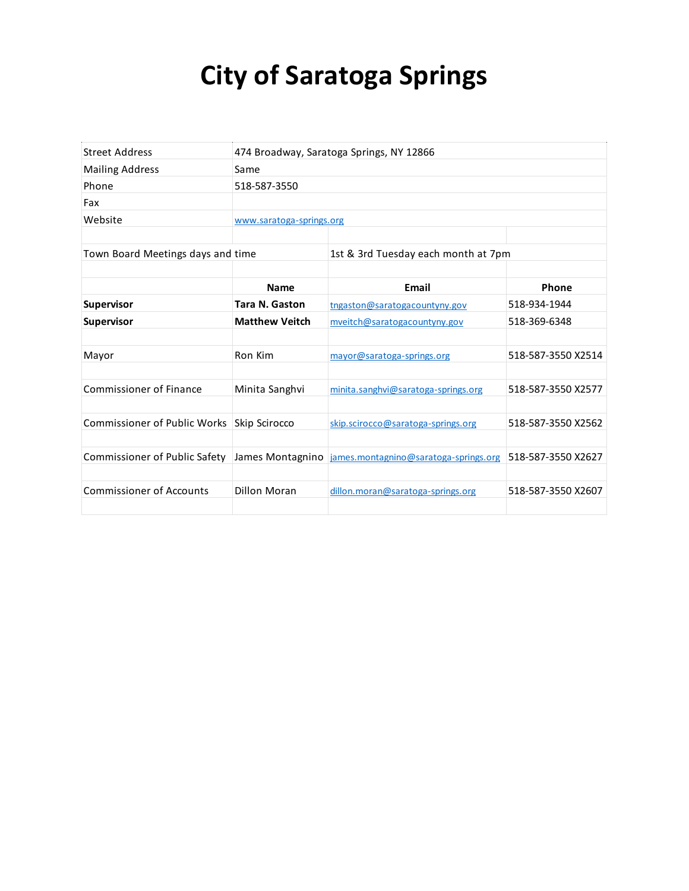# City of Saratoga Springs

| | | | |
|---|---|---|---|
| Street Address | 474 Broadway, Saratoga Springs, NY 12866 | | |
| Mailing Address | Same | | |
| Phone | 518-587-3550 | | |
| Fax | | | |
| Website | www.saratoga-springs.org | | |
| | | | |
| Town Board Meetings days and time | | 1st & 3rd Tuesday each month at 7pm | |
| | | | |
| | **Name** | **Email** | **Phone** |
| **Supervisor** | **Tara N. Gaston** | tngaston@saratogacountyny.gov | 518-934-1944 |
| **Supervisor** | **Matthew Veitch** | mveitch@saratogacountyny.gov | 518-369-6348 |
| | | | |
| Mayor | Ron Kim | mayor@saratoga-springs.org | 518-587-3550 X2514 |
| | | | |
| Commissioner of Finance | Minita Sanghvi | minita.sanghvi@saratoga-springs.org | 518-587-3550 X2577 |
| | | | |
| Commissioner of Public Works | Skip Scirocco | skip.scirocco@saratoga-springs.org | 518-587-3550 X2562 |
| | | | |
| Commissioner of Public Safety | James Montagnino | james.montagnino@saratoga-springs.org | 518-587-3550 X2627 |
| | | | |
| Commissioner of Accounts | Dillon Moran | dillon.moran@saratoga-springs.org | 518-587-3550 X2607 |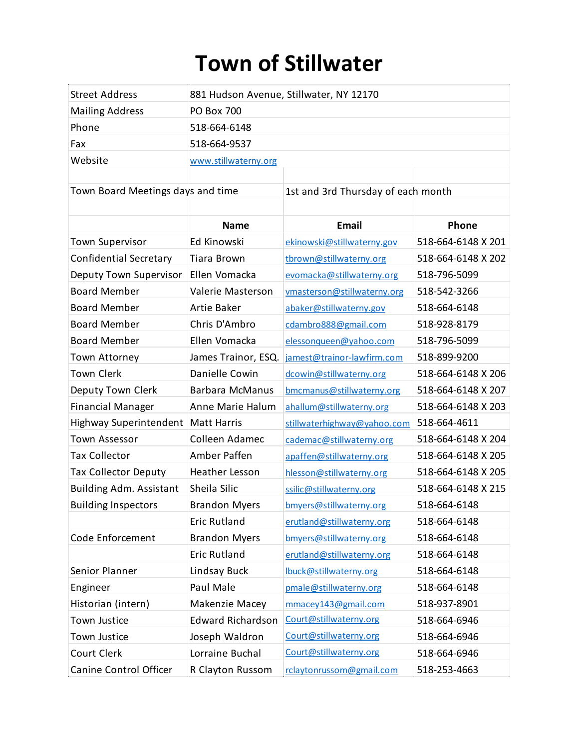# Town of Stillwater

| | |
|---|---|
| Street Address | 881 Hudson Avenue, Stillwater, NY 12170 |
| Mailing Address | PO Box 700 |
| Phone | 518-664-6148 |
| Fax | 518-664-9537 |
| Website | www.stillwaterny.org |

Town Board Meetings days and time: 1st and 3rd Thursday of each month

| | Name | Email | Phone |
|---|---|---|---|
| Town Supervisor | Ed Kinowski | ekinowski@stillwaterny.gov | 518-664-6148 X 201 |
| Confidential Secretary | Tiara Brown | tbrown@stillwaterny.org | 518-664-6148 X 202 |
| Deputy Town Supervisor | Ellen Vomacka | evomacka@stillwaterny.org | 518-796-5099 |
| Board Member | Valerie Masterson | vmasterson@stillwaterny.org | 518-542-3266 |
| Board Member | Artie Baker | abaker@stillwaterny.gov | 518-664-6148 |
| Board Member | Chris D'Ambro | cdambro888@gmail.com | 518-928-8179 |
| Board Member | Ellen Vomacka | elessonqueen@yahoo.com | 518-796-5099 |
| Town Attorney | James Trainor, ESQ. | jamest@trainor-lawfirm.com | 518-899-9200 |
| Town Clerk | Danielle Cowin | dcowin@stillwaterny.org | 518-664-6148 X 206 |
| Deputy Town Clerk | Barbara McManus | bmcmanus@stillwaterny.org | 518-664-6148 X 207 |
| Financial Manager | Anne Marie Halum | ahallum@stillwaterny.org | 518-664-6148 X 203 |
| Highway Superintendent | Matt Harris | stillwaterhighway@yahoo.com | 518-664-4611 |
| Town Assessor | Colleen Adamec | cademac@stillwaterny.org | 518-664-6148 X 204 |
| Tax Collector | Amber Paffen | apaffen@stillwaterny.org | 518-664-6148 X 205 |
| Tax Collector Deputy | Heather Lesson | hlesson@stillwaterny.org | 518-664-6148 X 205 |
| Building Adm. Assistant | Sheila Silic | ssilic@stillwaterny.org | 518-664-6148 X 215 |
| Building Inspectors | Brandon Myers | bmyers@stillwaterny.org | 518-664-6148 |
| | Eric Rutland | erutland@stillwaterny.org | 518-664-6148 |
| Code Enforcement | Brandon Myers | bmyers@stillwaterny.org | 518-664-6148 |
| | Eric Rutland | erutland@stillwaterny.org | 518-664-6148 |
| Senior Planner | Lindsay Buck | lbuck@stillwaterny.org | 518-664-6148 |
| Engineer | Paul Male | pmale@stillwaterny.org | 518-664-6148 |
| Historian (intern) | Makenzie Macey | mmacey143@gmail.com | 518-937-8901 |
| Town Justice | Edward Richardson | Court@stillwaterny.org | 518-664-6946 |
| Town Justice | Joseph Waldron | Court@stillwaterny.org | 518-664-6946 |
| Court Clerk | Lorraine Buchal | Court@stillwaterny.org | 518-664-6946 |
| Canine Control Officer | R Clayton Russom | rclaytonrussom@gmail.com | 518-253-4663 |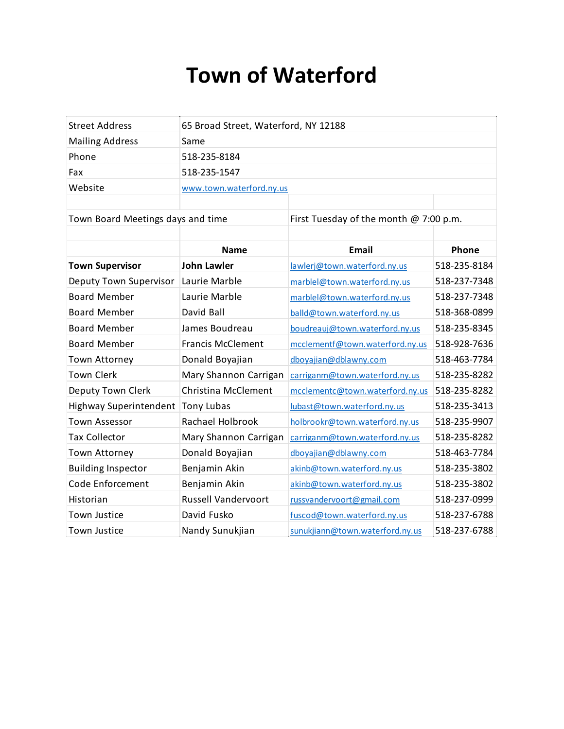# Town of Waterford

| | |
|---|---|
| Street Address | 65 Broad Street, Waterford, NY 12188 |
| Mailing Address | Same |
| Phone | 518-235-8184 |
| Fax | 518-235-1547 |
| Website | www.town.waterford.ny.us |

| | |
|---|---|
| Town Board Meetings days and time | First Tuesday of the month @ 7:00 p.m. |

| | Name | Email | Phone |
|---|---|---|---|
| **Town Supervisor** | **John Lawler** | lawlerj@town.waterford.ny.us | 518-235-8184 |
| Deputy Town Supervisor | Laurie Marble | marblel@town.waterford.ny.us | 518-237-7348 |
| Board Member | Laurie Marble | marblel@town.waterford.ny.us | 518-237-7348 |
| Board Member | David Ball | balld@town.waterford.ny.us | 518-368-0899 |
| Board Member | James Boudreau | boudreauj@town.waterford.ny.us | 518-235-8345 |
| Board Member | Francis McClement | mcclementf@town.waterford.ny.us | 518-928-7636 |
| Town Attorney | Donald Boyajian | dboyajian@dblawny.com | 518-463-7784 |
| Town Clerk | Mary Shannon Carrigan | carriganm@town.waterford.ny.us | 518-235-8282 |
| Deputy Town Clerk | Christina McClement | mcclementc@town.waterford.ny.us | 518-235-8282 |
| Highway Superintendent | Tony Lubas | lubast@town.waterford.ny.us | 518-235-3413 |
| Town Assessor | Rachael Holbrook | holbrookr@town.waterford.ny.us | 518-235-9907 |
| Tax Collector | Mary Shannon Carrigan | carriganm@town.waterford.ny.us | 518-235-8282 |
| Town Attorney | Donald Boyajian | dboyajian@dblawny.com | 518-463-7784 |
| Building Inspector | Benjamin Akin | akinb@town.waterford.ny.us | 518-235-3802 |
| Code Enforcement | Benjamin Akin | akinb@town.waterford.ny.us | 518-235-3802 |
| Historian | Russell Vandervoort | russvandervoort@gmail.com | 518-237-0999 |
| Town Justice | David Fusko | fuscod@town.waterford.ny.us | 518-237-6788 |
| Town Justice | Nandy Sunukjian | sunukjiann@town.waterford.ny.us | 518-237-6788 |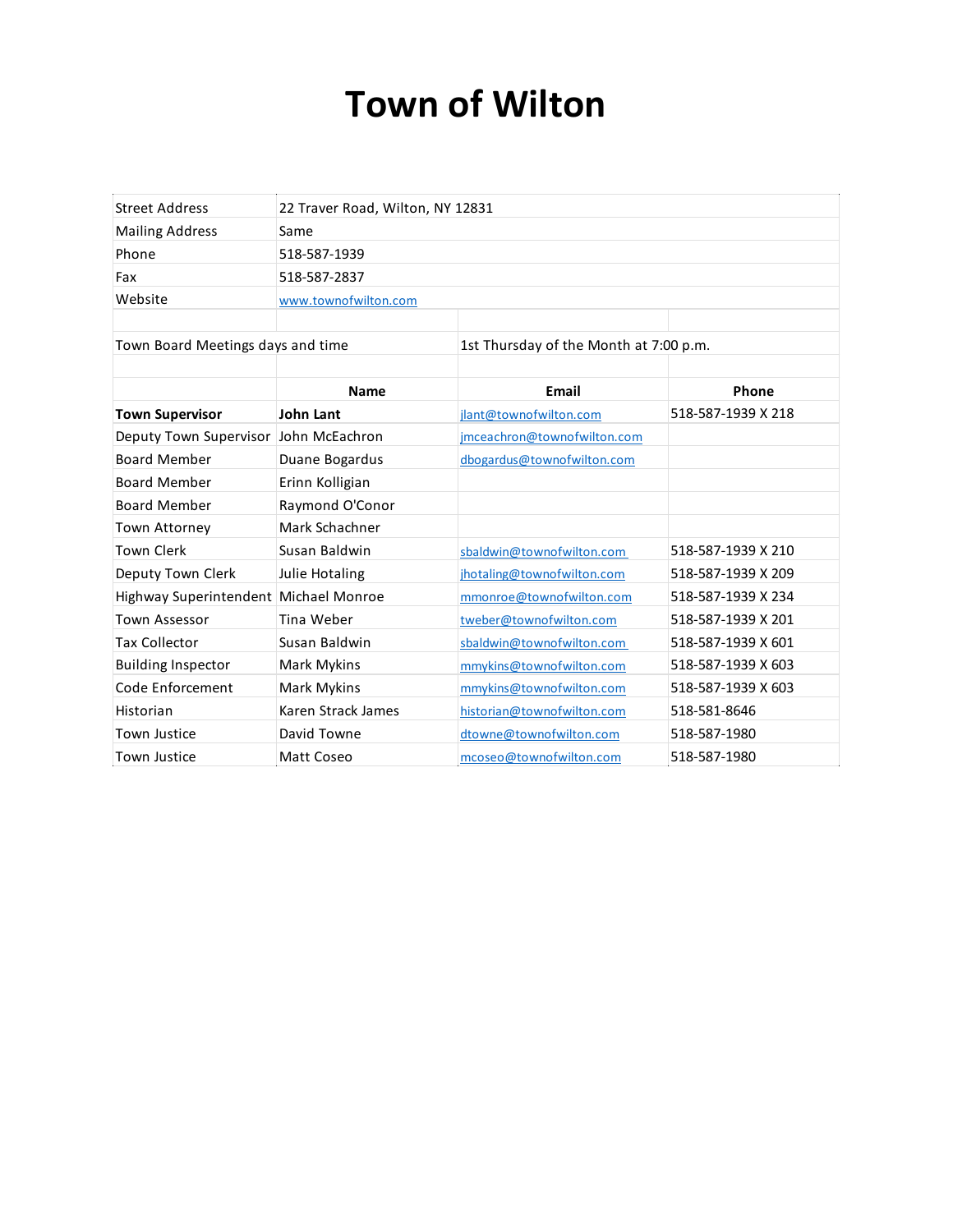# Town of Wilton

| | |
|---|---|
| Street Address | 22 Traver Road, Wilton, NY 12831 |
| Mailing Address | Same |
| Phone | 518-587-1939 |
| Fax | 518-587-2837 |
| Website | www.townofwilton.com |

| | |
|---|---|
| Town Board Meetings days and time | 1st Thursday of the Month at 7:00 p.m. |

| | Name | Email | Phone |
|---|---|---|---|
| **Town Supervisor** | **John Lant** | jlant@townofwilton.com | 518-587-1939 X 218 |
| Deputy Town Supervisor | John McEachron | jmceachron@townofwilton.com | |
| Board Member | Duane Bogardus | dbogardus@townofwilton.com | |
| Board Member | Erinn Kolligian | | |
| Board Member | Raymond O'Conor | | |
| Town Attorney | Mark Schachner | | |
| Town Clerk | Susan Baldwin | sbaldwin@townofwilton.com | 518-587-1939 X 210 |
| Deputy Town Clerk | Julie Hotaling | jhotaling@townofwilton.com | 518-587-1939 X 209 |
| Highway Superintendent | Michael Monroe | mmonroe@townofwilton.com | 518-587-1939 X 234 |
| Town Assessor | Tina Weber | tweber@townofwilton.com | 518-587-1939 X 201 |
| Tax Collector | Susan Baldwin | sbaldwin@townofwilton.com | 518-587-1939 X 601 |
| Building Inspector | Mark Mykins | mmykins@townofwilton.com | 518-587-1939 X 603 |
| Code Enforcement | Mark Mykins | mmykins@townofwilton.com | 518-587-1939 X 603 |
| Historian | Karen Strack James | historian@townofwilton.com | 518-581-8646 |
| Town Justice | David Towne | dtowne@townofwilton.com | 518-587-1980 |
| Town Justice | Matt Coseo | mcoseo@townofwilton.com | 518-587-1980 |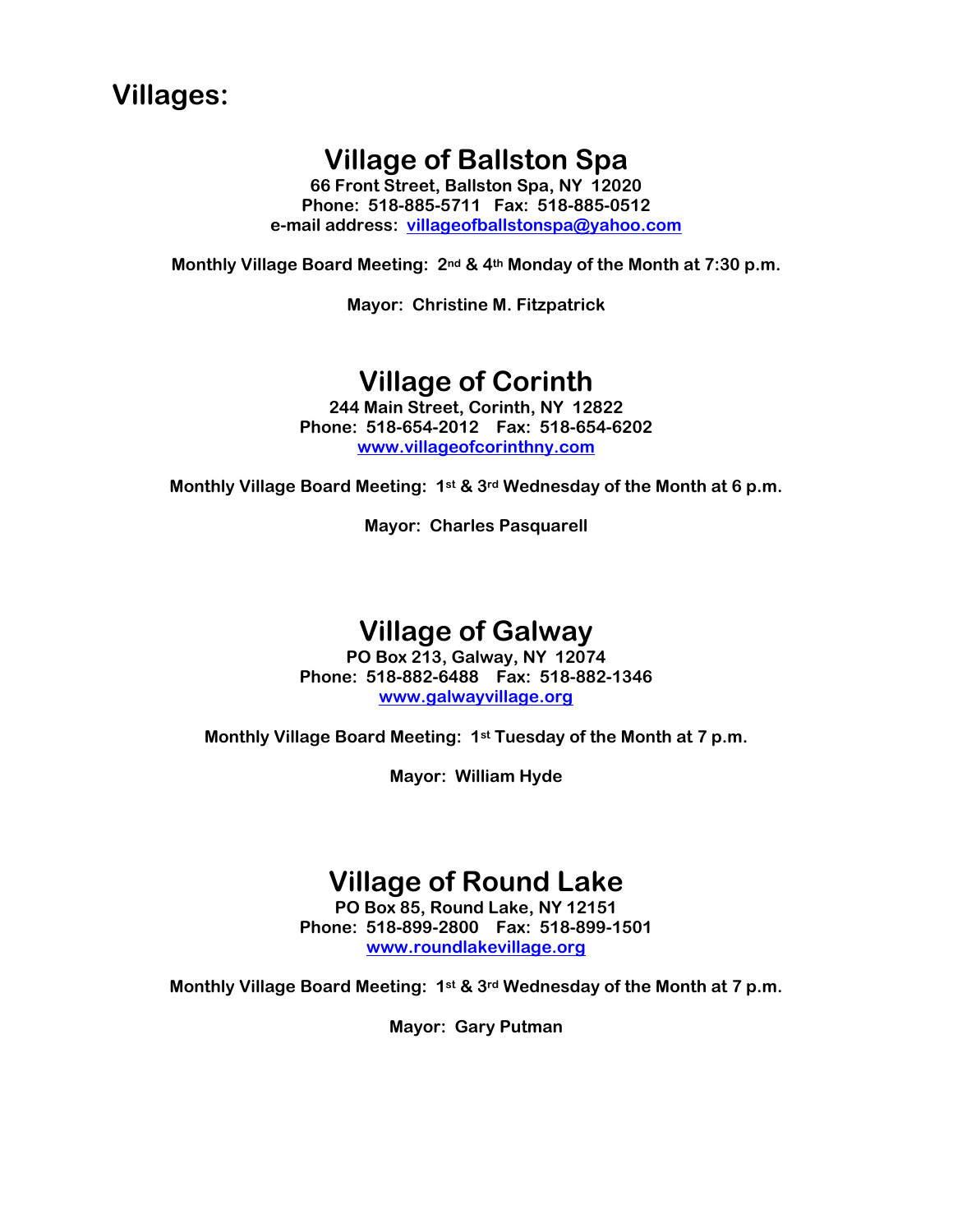# Villages:

## Village of Ballston Spa

**66 Front Street, Ballston Spa, NY 12020**
**Phone: 518-885-5711 Fax: 518-885-0512**
**e-mail address: villageofballstonspa@yahoo.com**

**Monthly Village Board Meeting: 2nd & 4th Monday of the Month at 7:30 p.m.**

**Mayor: Christine M. Fitzpatrick**

## Village of Corinth

**244 Main Street, Corinth, NY 12822**
**Phone: 518-654-2012 Fax: 518-654-6202**
**www.villageofcorinthny.com**

**Monthly Village Board Meeting: 1st & 3rd Wednesday of the Month at 6 p.m.**

**Mayor: Charles Pasquarell**

## Village of Galway

**PO Box 213, Galway, NY 12074**
**Phone: 518-882-6488 Fax: 518-882-1346**
**www.galwayvillage.org**

**Monthly Village Board Meeting: 1st Tuesday of the Month at 7 p.m.**

**Mayor: William Hyde**

## Village of Round Lake

**PO Box 85, Round Lake, NY 12151**
**Phone: 518-899-2800 Fax: 518-899-1501**
**www.roundlakevillage.org**

**Monthly Village Board Meeting: 1st & 3rd Wednesday of the Month at 7 p.m.**

**Mayor: Gary Putman**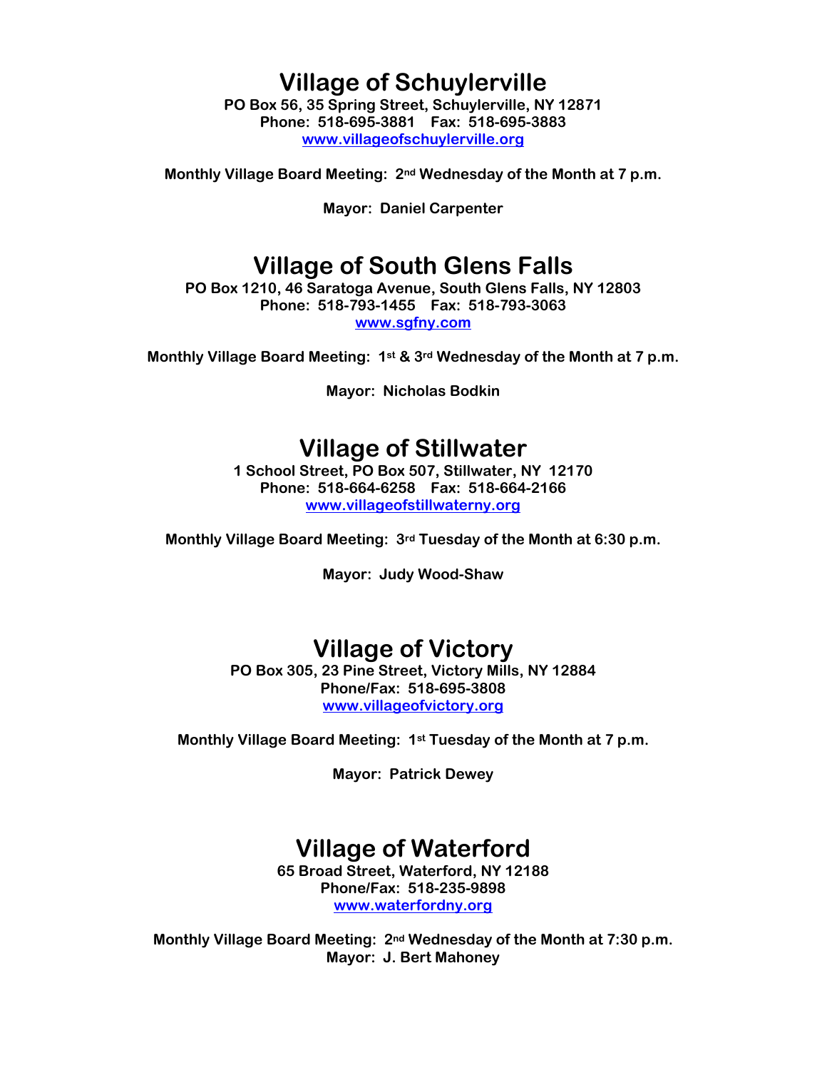# Village of Schuylerville

**PO Box 56, 35 Spring Street, Schuylerville, NY 12871**
**Phone: 518-695-3881 Fax: 518-695-3883**
**www.villageofschuylerville.org**

**Monthly Village Board Meeting: 2nd Wednesday of the Month at 7 p.m.**

**Mayor: Daniel Carpenter**

# Village of South Glens Falls

**PO Box 1210, 46 Saratoga Avenue, South Glens Falls, NY 12803**
**Phone: 518-793-1455 Fax: 518-793-3063**
**www.sgfny.com**

**Monthly Village Board Meeting: 1st & 3rd Wednesday of the Month at 7 p.m.**

**Mayor: Nicholas Bodkin**

# Village of Stillwater

**1 School Street, PO Box 507, Stillwater, NY 12170**
**Phone: 518-664-6258 Fax: 518-664-2166**
**www.villageofstillwaterny.org**

**Monthly Village Board Meeting: 3rd Tuesday of the Month at 6:30 p.m.**

**Mayor: Judy Wood-Shaw**

# Village of Victory

**PO Box 305, 23 Pine Street, Victory Mills, NY 12884**
**Phone/Fax: 518-695-3808**
**www.villageofvictory.org**

**Monthly Village Board Meeting: 1st Tuesday of the Month at 7 p.m.**

**Mayor: Patrick Dewey**

# Village of Waterford

**65 Broad Street, Waterford, NY 12188**
**Phone/Fax: 518-235-9898**
**www.waterfordny.org**

**Monthly Village Board Meeting: 2nd Wednesday of the Month at 7:30 p.m.**
**Mayor: J. Bert Mahoney**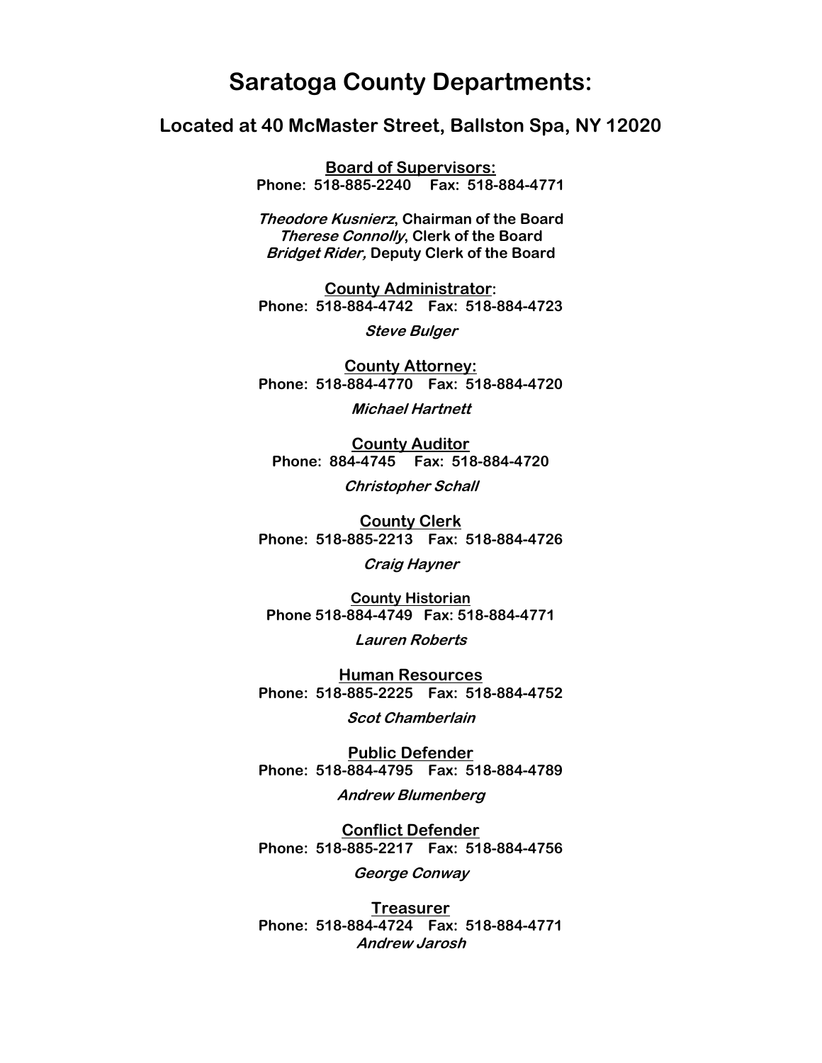# Saratoga County Departments:

## Located at 40 McMaster Street, Ballston Spa, NY 12020

**Board of Supervisors:**
**Phone: 518-885-2240 Fax: 518-884-4771**

***Theodore Kusnierz*, Chairman of the Board**
***Therese Connolly*, Clerk of the Board**
***Bridget Rider,* Deputy Clerk of the Board**

**County Administrator:**
**Phone: 518-884-4742 Fax: 518-884-4723**

***Steve Bulger***

**County Attorney:**
**Phone: 518-884-4770 Fax: 518-884-4720**

***Michael Hartnett***

**County Auditor**
**Phone: 884-4745 Fax: 518-884-4720**

***Christopher Schall***

**County Clerk**
**Phone: 518-885-2213 Fax: 518-884-4726**

***Craig Hayner***

**County Historian**
**Phone 518-884-4749 Fax: 518-884-4771**

***Lauren Roberts***

**Human Resources**
**Phone: 518-885-2225 Fax: 518-884-4752**

***Scot Chamberlain***

**Public Defender**
**Phone: 518-884-4795 Fax: 518-884-4789**

***Andrew Blumenberg***

**Conflict Defender**
**Phone: 518-885-2217 Fax: 518-884-4756**

***George Conway***

**Treasurer**
**Phone: 518-884-4724 Fax: 518-884-4771**
***Andrew Jarosh***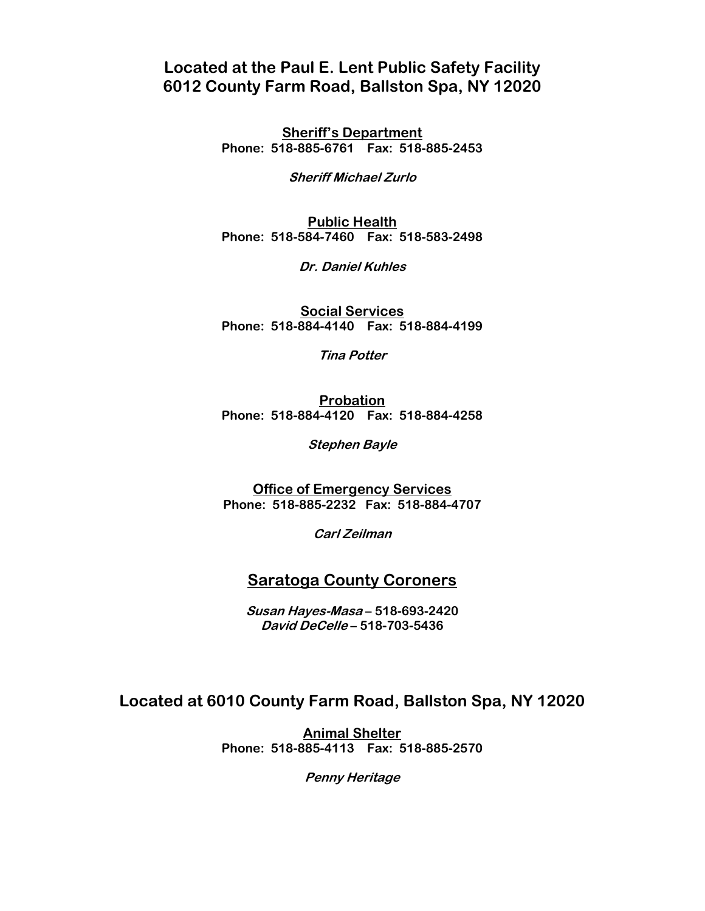## Located at the Paul E. Lent Public Safety Facility
## 6012 County Farm Road, Ballston Spa, NY 12020

**Sheriff's Department**
**Phone: 518-885-6761 Fax: 518-885-2453**

***Sheriff Michael Zurlo***

**Public Health**
**Phone: 518-584-7460 Fax: 518-583-2498**

***Dr. Daniel Kuhles***

**Social Services**
**Phone: 518-884-4140 Fax: 518-884-4199**

***Tina Potter***

**Probation**
**Phone: 518-884-4120 Fax: 518-884-4258**

***Stephen Bayle***

**Office of Emergency Services**
**Phone: 518-885-2232 Fax: 518-884-4707**

***Carl Zeilman***

## Saratoga County Coroners

***Susan Hayes-Masa*** **– 518-693-2420**
***David DeCelle*** **– 518-703-5436**

## Located at 6010 County Farm Road, Ballston Spa, NY 12020

**Animal Shelter**
**Phone: 518-885-4113 Fax: 518-885-2570**

***Penny Heritage***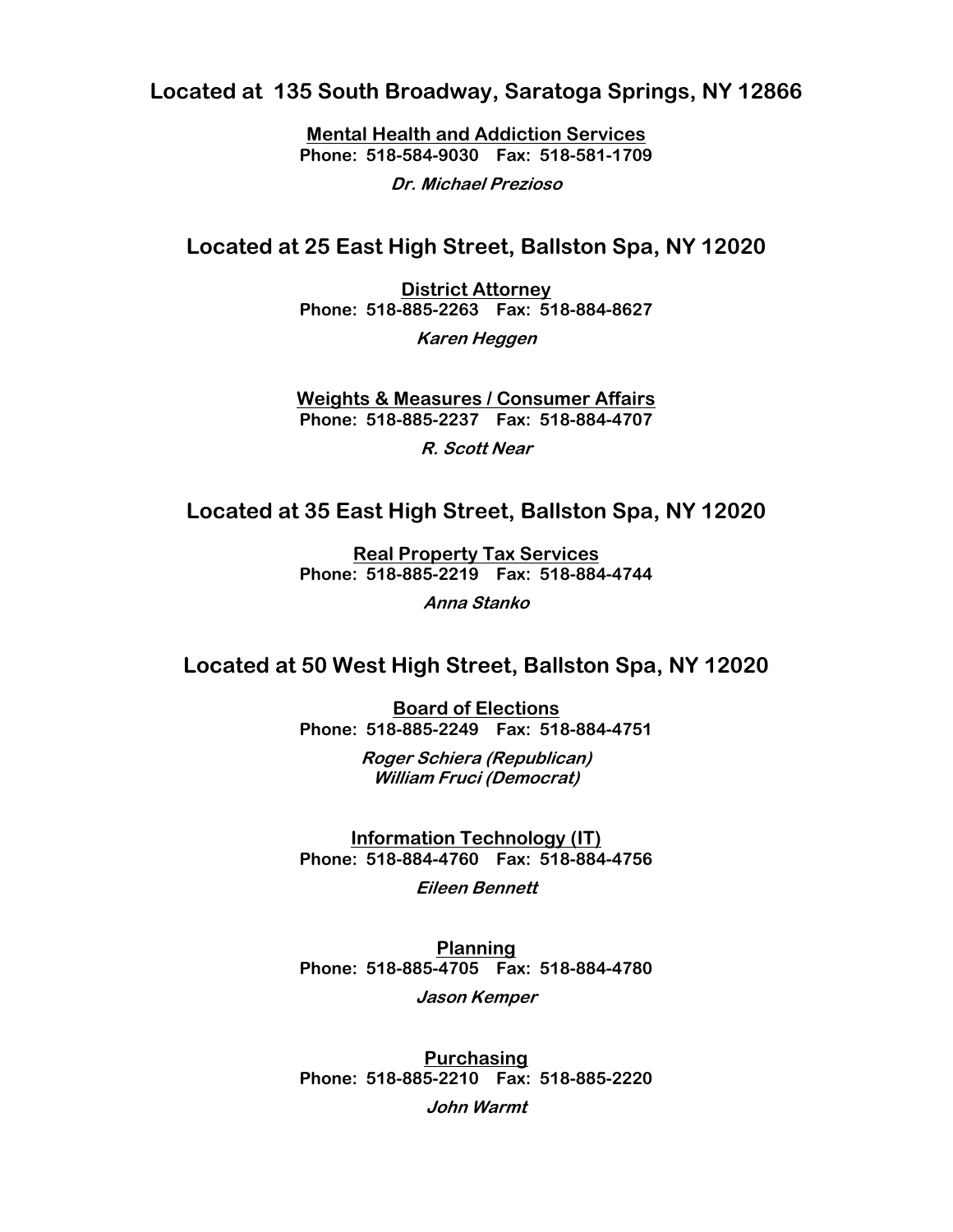## Located at 135 South Broadway, Saratoga Springs, NY 12866

**Mental Health and Addiction Services**
**Phone: 518-584-9030 Fax: 518-581-1709**

***Dr. Michael Prezioso***

## Located at 25 East High Street, Ballston Spa, NY 12020

**District Attorney**
**Phone: 518-885-2263 Fax: 518-884-8627**

***Karen Heggen***

**Weights & Measures / Consumer Affairs**
**Phone: 518-885-2237 Fax: 518-884-4707**

***R. Scott Near***

## Located at 35 East High Street, Ballston Spa, NY 12020

**Real Property Tax Services**
**Phone: 518-885-2219 Fax: 518-884-4744**

***Anna Stanko***

## Located at 50 West High Street, Ballston Spa, NY 12020

**Board of Elections**
**Phone: 518-885-2249 Fax: 518-884-4751**

***Roger Schiera (Republican)***
***William Fruci (Democrat)***

**Information Technology (IT)**
**Phone: 518-884-4760 Fax: 518-884-4756**

***Eileen Bennett***

**Planning**
**Phone: 518-885-4705 Fax: 518-884-4780**

***Jason Kemper***

**Purchasing**
**Phone: 518-885-2210 Fax: 518-885-2220**

***John Warmt***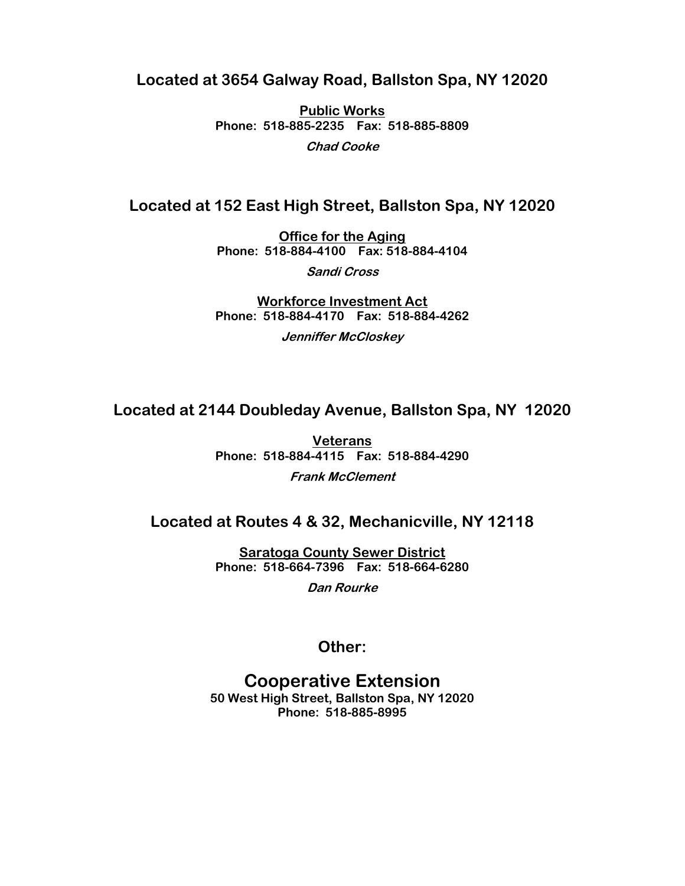**Located at 3654 Galway Road, Ballston Spa, NY 12020**

**Public Works**
**Phone: 518-885-2235 Fax: 518-885-8809**
***Chad Cooke***

**Located at 152 East High Street, Ballston Spa, NY 12020**

**Office for the Aging**
**Phone: 518-884-4100 Fax: 518-884-4104**
***Sandi Cross***

**Workforce Investment Act**
**Phone: 518-884-4170 Fax: 518-884-4262**
***Jenniffer McCloskey***

**Located at 2144 Doubleday Avenue, Ballston Spa, NY 12020**

**Veterans**
**Phone: 518-884-4115 Fax: 518-884-4290**
***Frank McClement***

**Located at Routes 4 & 32, Mechanicville, NY 12118**

**Saratoga County Sewer District**
**Phone: 518-664-7396 Fax: 518-664-6280**
***Dan Rourke***

**Other:**

## Cooperative Extension

**50 West High Street, Ballston Spa, NY 12020**
**Phone: 518-885-8995**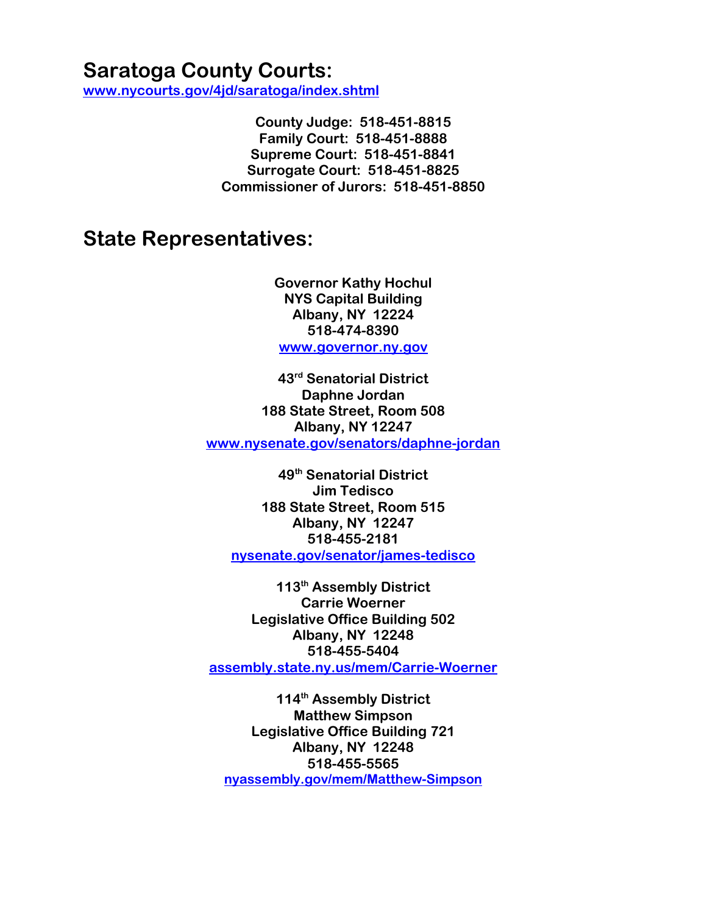# Saratoga County Courts:

www.nycourts.gov/4jd/saratoga/index.shtml

**County Judge: 518-451-8815**
**Family Court: 518-451-8888**
**Supreme Court: 518-451-8841**
**Surrogate Court: 518-451-8825**
**Commissioner of Jurors: 518-451-8850**

# State Representatives:

**Governor Kathy Hochul**
**NYS Capital Building**
**Albany, NY 12224**
**518-474-8390**
www.governor.ny.gov

**43rd Senatorial District**
**Daphne Jordan**
**188 State Street, Room 508**
**Albany, NY 12247**
www.nysenate.gov/senators/daphne-jordan

**49th Senatorial District**
**Jim Tedisco**
**188 State Street, Room 515**
**Albany, NY 12247**
**518-455-2181**
nysenate.gov/senator/james-tedisco

**113th Assembly District**
**Carrie Woerner**
**Legislative Office Building 502**
**Albany, NY 12248**
**518-455-5404**
assembly.state.ny.us/mem/Carrie-Woerner

**114th Assembly District**
**Matthew Simpson**
**Legislative Office Building 721**
**Albany, NY 12248**
**518-455-5565**
nyassembly.gov/mem/Matthew-Simpson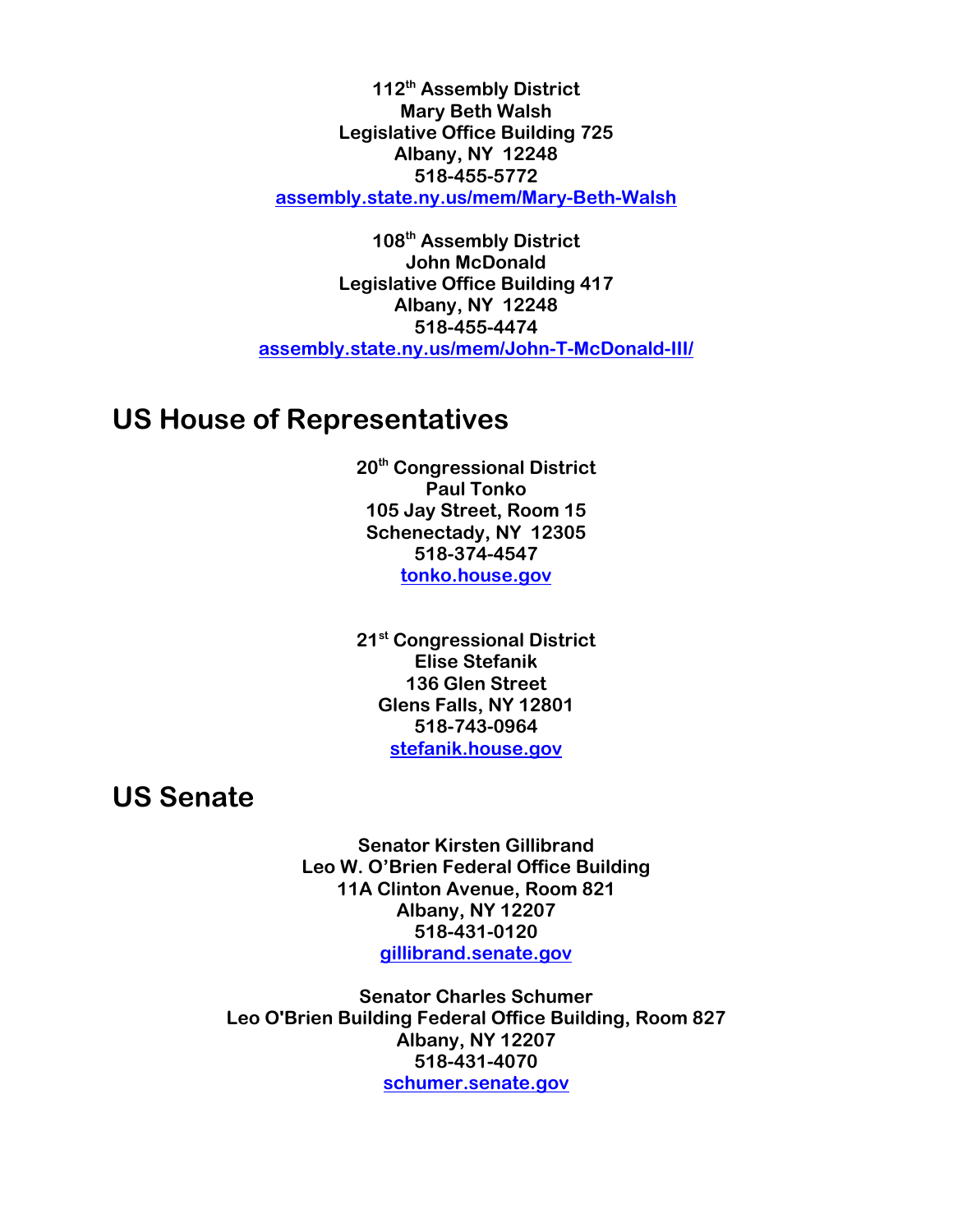**112th Assembly District**
**Mary Beth Walsh**
**Legislative Office Building 725**
**Albany, NY 12248**
**518-455-5772**
**[assembly.state.ny.us/mem/Mary-Beth-Walsh](assembly.state.ny.us/mem/Mary-Beth-Walsh)**

**108th Assembly District**
**John McDonald**
**Legislative Office Building 417**
**Albany, NY 12248**
**518-455-4474**
**[assembly.state.ny.us/mem/John-T-McDonald-III/](assembly.state.ny.us/mem/John-T-McDonald-III/)**

## US House of Representatives

**20th Congressional District**
**Paul Tonko**
**105 Jay Street, Room 15**
**Schenectady, NY 12305**
**518-374-4547**
**[tonko.house.gov](tonko.house.gov)**

**21st Congressional District**
**Elise Stefanik**
**136 Glen Street**
**Glens Falls, NY 12801**
**518-743-0964**
**[stefanik.house.gov](stefanik.house.gov)**

## US Senate

**Senator Kirsten Gillibrand**
**Leo W. O'Brien Federal Office Building**
**11A Clinton Avenue, Room 821**
**Albany, NY 12207**
**518-431-0120**
**[gillibrand.senate.gov](gillibrand.senate.gov)**

**Senator Charles Schumer**
**Leo O'Brien Building Federal Office Building, Room 827**
**Albany, NY 12207**
**518-431-4070**
**[schumer.senate.gov](schumer.senate.gov)**